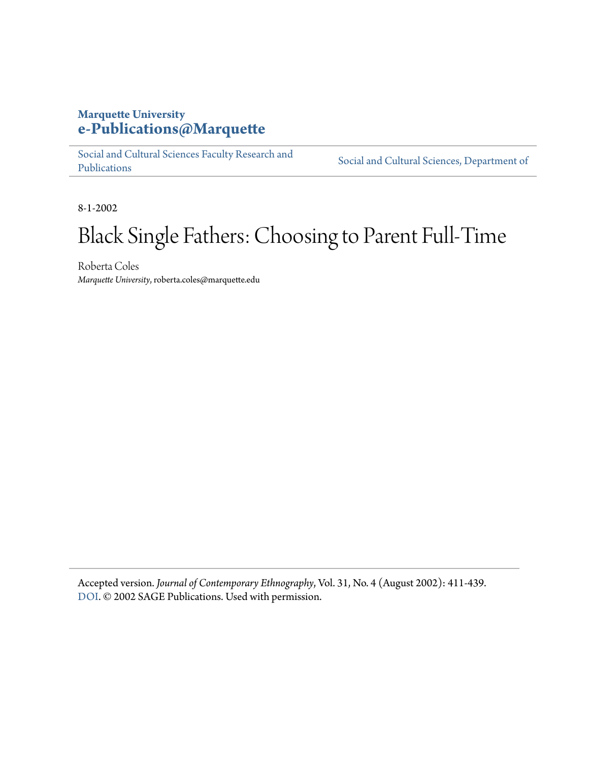**Marquette University**
**e-Publications@Marquette**

Social and Cultural Sciences Faculty Research and Publications | Social and Cultural Sciences, Department of

8-1-2002

# Black Single Fathers: Choosing to Parent Full-Time

Roberta Coles
*Marquette University*, roberta.coles@marquette.edu

Accepted version. *Journal of Contemporary Ethnography*, Vol. 31, No. 4 (August 2002): 411-439. DOI. © 2002 SAGE Publications. Used with permission.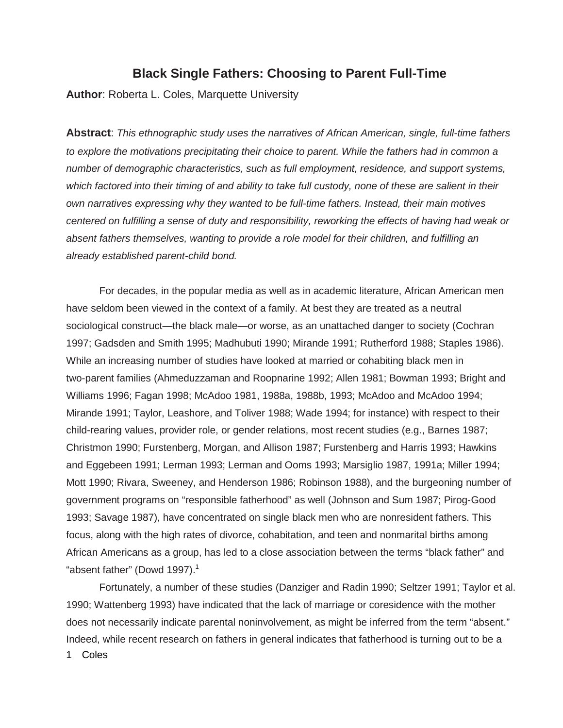# Black Single Fathers: Choosing to Parent Full-Time

**Author**: Roberta L. Coles, Marquette University

**Abstract**: *This ethnographic study uses the narratives of African American, single, full-time fathers to explore the motivations precipitating their choice to parent. While the fathers had in common a number of demographic characteristics, such as full employment, residence, and support systems, which factored into their timing of and ability to take full custody, none of these are salient in their own narratives expressing why they wanted to be full-time fathers. Instead, their main motives centered on fulfilling a sense of duty and responsibility, reworking the effects of having had weak or absent fathers themselves, wanting to provide a role model for their children, and fulfilling an already established parent-child bond.*

For decades, in the popular media as well as in academic literature, African American men have seldom been viewed in the context of a family. At best they are treated as a neutral sociological construct—the black male—or worse, as an unattached danger to society (Cochran 1997; Gadsden and Smith 1995; Madhubuti 1990; Mirande 1991; Rutherford 1988; Staples 1986). While an increasing number of studies have looked at married or cohabiting black men in two-parent families (Ahmeduzzaman and Roopnarine 1992; Allen 1981; Bowman 1993; Bright and Williams 1996; Fagan 1998; McAdoo 1981, 1988a, 1988b, 1993; McAdoo and McAdoo 1994; Mirande 1991; Taylor, Leashore, and Toliver 1988; Wade 1994; for instance) with respect to their child-rearing values, provider role, or gender relations, most recent studies (e.g., Barnes 1987; Christmon 1990; Furstenberg, Morgan, and Allison 1987; Furstenberg and Harris 1993; Hawkins and Eggebeen 1991; Lerman 1993; Lerman and Ooms 1993; Marsiglio 1987, 1991a; Miller 1994; Mott 1990; Rivara, Sweeney, and Henderson 1986; Robinson 1988), and the burgeoning number of government programs on "responsible fatherhood" as well (Johnson and Sum 1987; Pirog-Good 1993; Savage 1987), have concentrated on single black men who are nonresident fathers. This focus, along with the high rates of divorce, cohabitation, and teen and nonmarital births among African Americans as a group, has led to a close association between the terms "black father" and "absent father" (Dowd 1997).[1]

Fortunately, a number of these studies (Danziger and Radin 1990; Seltzer 1991; Taylor et al. 1990; Wattenberg 1993) have indicated that the lack of marriage or coresidence with the mother does not necessarily indicate parental noninvolvement, as might be inferred from the term "absent." Indeed, while recent research on fathers in general indicates that fatherhood is turning out to be a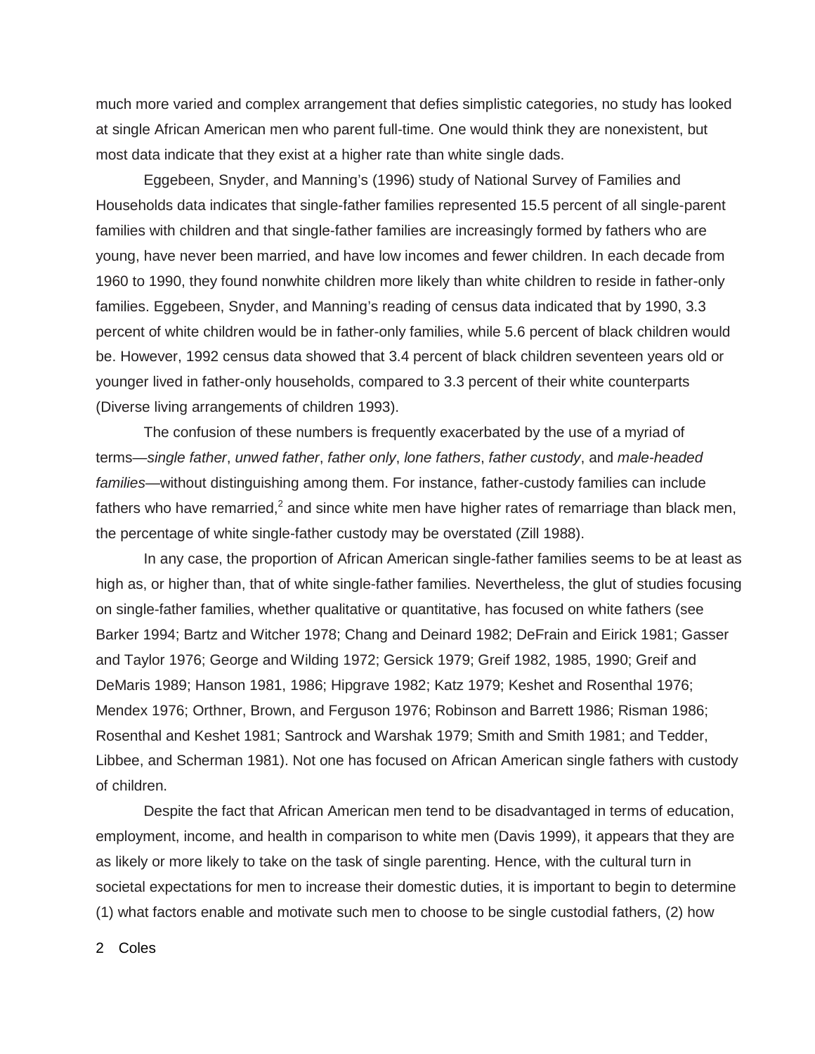much more varied and complex arrangement that defies simplistic categories, no study has looked at single African American men who parent full-time. One would think they are nonexistent, but most data indicate that they exist at a higher rate than white single dads.

Eggebeen, Snyder, and Manning's (1996) study of National Survey of Families and Households data indicates that single-father families represented 15.5 percent of all single-parent families with children and that single-father families are increasingly formed by fathers who are young, have never been married, and have low incomes and fewer children. In each decade from 1960 to 1990, they found nonwhite children more likely than white children to reside in father-only families. Eggebeen, Snyder, and Manning's reading of census data indicated that by 1990, 3.3 percent of white children would be in father-only families, while 5.6 percent of black children would be. However, 1992 census data showed that 3.4 percent of black children seventeen years old or younger lived in father-only households, compared to 3.3 percent of their white counterparts (Diverse living arrangements of children 1993).

The confusion of these numbers is frequently exacerbated by the use of a myriad of terms—*single father*, *unwed father*, *father only*, *lone fathers*, *father custody*, and *male-headed families*—without distinguishing among them. For instance, father-custody families can include fathers who have remarried,[2] and since white men have higher rates of remarriage than black men, the percentage of white single-father custody may be overstated (Zill 1988).

In any case, the proportion of African American single-father families seems to be at least as high as, or higher than, that of white single-father families. Nevertheless, the glut of studies focusing on single-father families, whether qualitative or quantitative, has focused on white fathers (see Barker 1994; Bartz and Witcher 1978; Chang and Deinard 1982; DeFrain and Eirick 1981; Gasser and Taylor 1976; George and Wilding 1972; Gersick 1979; Greif 1982, 1985, 1990; Greif and DeMaris 1989; Hanson 1981, 1986; Hipgrave 1982; Katz 1979; Keshet and Rosenthal 1976; Mendex 1976; Orthner, Brown, and Ferguson 1976; Robinson and Barrett 1986; Risman 1986; Rosenthal and Keshet 1981; Santrock and Warshak 1979; Smith and Smith 1981; and Tedder, Libbee, and Scherman 1981). Not one has focused on African American single fathers with custody of children.

Despite the fact that African American men tend to be disadvantaged in terms of education, employment, income, and health in comparison to white men (Davis 1999), it appears that they are as likely or more likely to take on the task of single parenting. Hence, with the cultural turn in societal expectations for men to increase their domestic duties, it is important to begin to determine (1) what factors enable and motivate such men to choose to be single custodial fathers, (2) how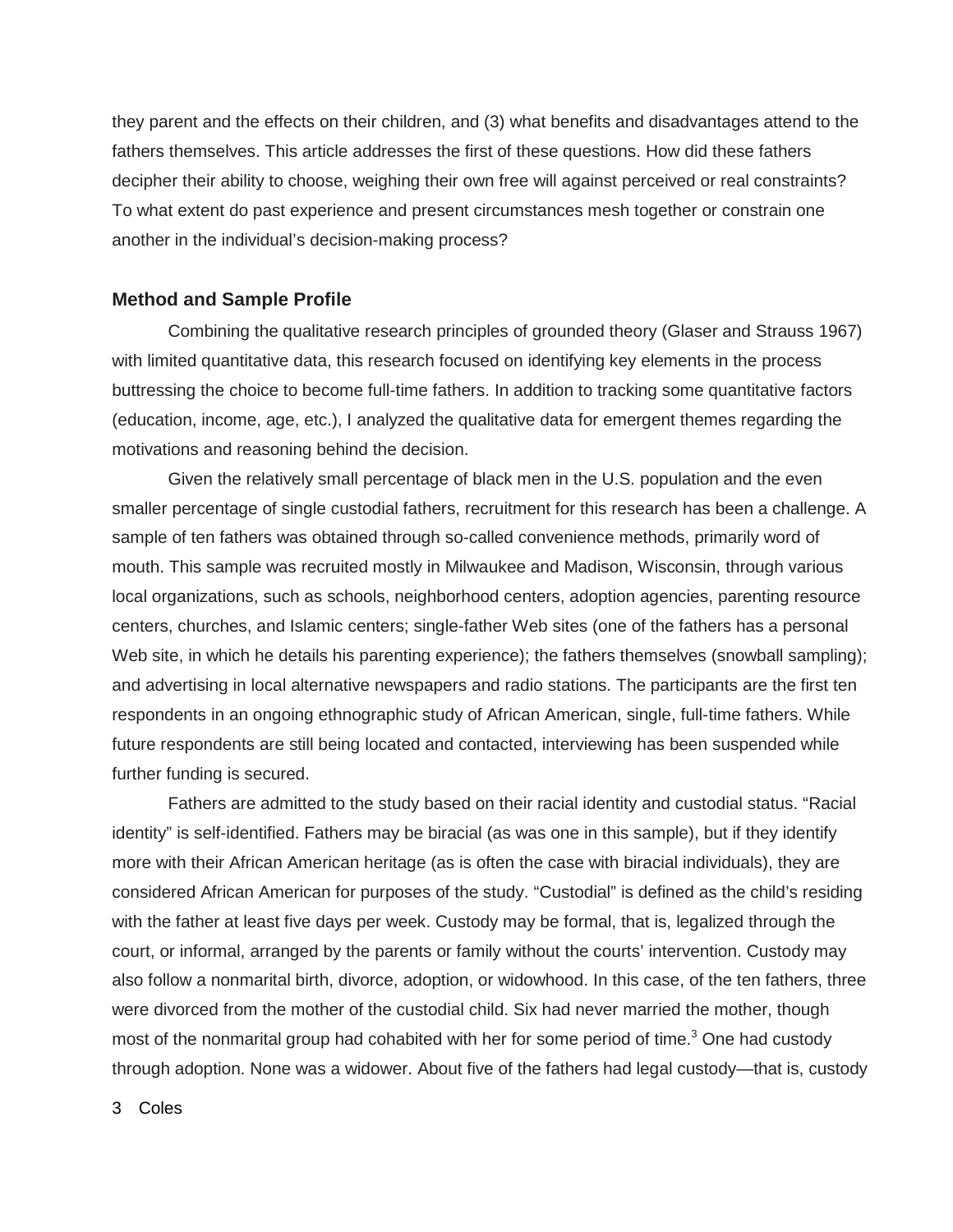they parent and the effects on their children, and (3) what benefits and disadvantages attend to the fathers themselves. This article addresses the first of these questions. How did these fathers decipher their ability to choose, weighing their own free will against perceived or real constraints? To what extent do past experience and present circumstances mesh together or constrain one another in the individual's decision-making process?

### Method and Sample Profile

Combining the qualitative research principles of grounded theory (Glaser and Strauss 1967) with limited quantitative data, this research focused on identifying key elements in the process buttressing the choice to become full-time fathers. In addition to tracking some quantitative factors (education, income, age, etc.), I analyzed the qualitative data for emergent themes regarding the motivations and reasoning behind the decision.

Given the relatively small percentage of black men in the U.S. population and the even smaller percentage of single custodial fathers, recruitment for this research has been a challenge. A sample of ten fathers was obtained through so-called convenience methods, primarily word of mouth. This sample was recruited mostly in Milwaukee and Madison, Wisconsin, through various local organizations, such as schools, neighborhood centers, adoption agencies, parenting resource centers, churches, and Islamic centers; single-father Web sites (one of the fathers has a personal Web site, in which he details his parenting experience); the fathers themselves (snowball sampling); and advertising in local alternative newspapers and radio stations. The participants are the first ten respondents in an ongoing ethnographic study of African American, single, full-time fathers. While future respondents are still being located and contacted, interviewing has been suspended while further funding is secured.

Fathers are admitted to the study based on their racial identity and custodial status. "Racial identity" is self-identified. Fathers may be biracial (as was one in this sample), but if they identify more with their African American heritage (as is often the case with biracial individuals), they are considered African American for purposes of the study. "Custodial" is defined as the child's residing with the father at least five days per week. Custody may be formal, that is, legalized through the court, or informal, arranged by the parents or family without the courts' intervention. Custody may also follow a nonmarital birth, divorce, adoption, or widowhood. In this case, of the ten fathers, three were divorced from the mother of the custodial child. Six had never married the mother, though most of the nonmarital group had cohabited with her for some period of time.[3] One had custody through adoption. None was a widower. About five of the fathers had legal custody—that is, custody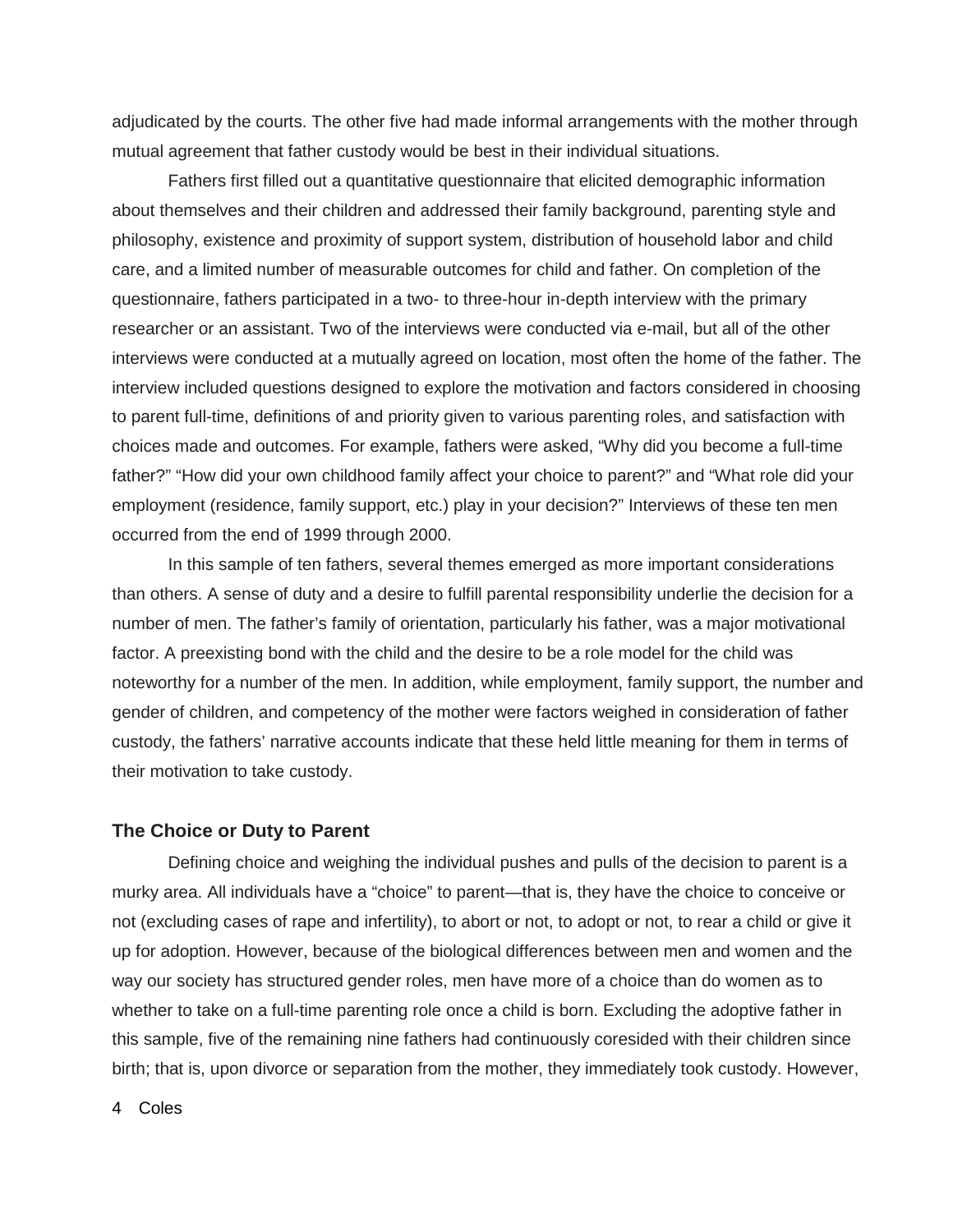adjudicated by the courts. The other five had made informal arrangements with the mother through mutual agreement that father custody would be best in their individual situations.

Fathers first filled out a quantitative questionnaire that elicited demographic information about themselves and their children and addressed their family background, parenting style and philosophy, existence and proximity of support system, distribution of household labor and child care, and a limited number of measurable outcomes for child and father. On completion of the questionnaire, fathers participated in a two- to three-hour in-depth interview with the primary researcher or an assistant. Two of the interviews were conducted via e-mail, but all of the other interviews were conducted at a mutually agreed on location, most often the home of the father. The interview included questions designed to explore the motivation and factors considered in choosing to parent full-time, definitions of and priority given to various parenting roles, and satisfaction with choices made and outcomes. For example, fathers were asked, "Why did you become a full-time father?" "How did your own childhood family affect your choice to parent?" and "What role did your employment (residence, family support, etc.) play in your decision?" Interviews of these ten men occurred from the end of 1999 through 2000.

In this sample of ten fathers, several themes emerged as more important considerations than others. A sense of duty and a desire to fulfill parental responsibility underlie the decision for a number of men. The father's family of orientation, particularly his father, was a major motivational factor. A preexisting bond with the child and the desire to be a role model for the child was noteworthy for a number of the men. In addition, while employment, family support, the number and gender of children, and competency of the mother were factors weighed in consideration of father custody, the fathers' narrative accounts indicate that these held little meaning for them in terms of their motivation to take custody.

## The Choice or Duty to Parent

Defining choice and weighing the individual pushes and pulls of the decision to parent is a murky area. All individuals have a "choice" to parent—that is, they have the choice to conceive or not (excluding cases of rape and infertility), to abort or not, to adopt or not, to rear a child or give it up for adoption. However, because of the biological differences between men and women and the way our society has structured gender roles, men have more of a choice than do women as to whether to take on a full-time parenting role once a child is born. Excluding the adoptive father in this sample, five of the remaining nine fathers had continuously coresided with their children since birth; that is, upon divorce or separation from the mother, they immediately took custody. However,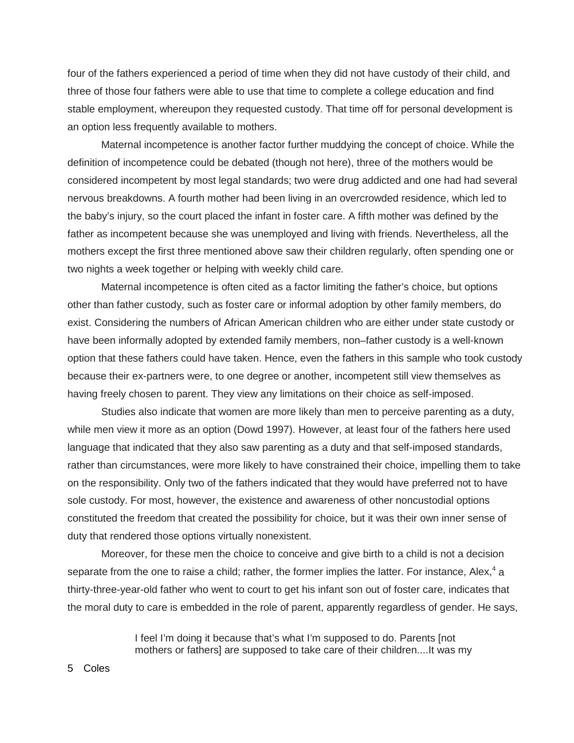four of the fathers experienced a period of time when they did not have custody of their child, and three of those four fathers were able to use that time to complete a college education and find stable employment, whereupon they requested custody. That time off for personal development is an option less frequently available to mothers.

Maternal incompetence is another factor further muddying the concept of choice. While the definition of incompetence could be debated (though not here), three of the mothers would be considered incompetent by most legal standards; two were drug addicted and one had had several nervous breakdowns. A fourth mother had been living in an overcrowded residence, which led to the baby's injury, so the court placed the infant in foster care. A fifth mother was defined by the father as incompetent because she was unemployed and living with friends. Nevertheless, all the mothers except the first three mentioned above saw their children regularly, often spending one or two nights a week together or helping with weekly child care.

Maternal incompetence is often cited as a factor limiting the father's choice, but options other than father custody, such as foster care or informal adoption by other family members, do exist. Considering the numbers of African American children who are either under state custody or have been informally adopted by extended family members, non–father custody is a well-known option that these fathers could have taken. Hence, even the fathers in this sample who took custody because their ex-partners were, to one degree or another, incompetent still view themselves as having freely chosen to parent. They view any limitations on their choice as self-imposed.

Studies also indicate that women are more likely than men to perceive parenting as a duty, while men view it more as an option (Dowd 1997). However, at least four of the fathers here used language that indicated that they also saw parenting as a duty and that self-imposed standards, rather than circumstances, were more likely to have constrained their choice, impelling them to take on the responsibility. Only two of the fathers indicated that they would have preferred not to have sole custody. For most, however, the existence and awareness of other noncustodial options constituted the freedom that created the possibility for choice, but it was their own inner sense of duty that rendered those options virtually nonexistent.

Moreover, for these men the choice to conceive and give birth to a child is not a decision separate from the one to raise a child; rather, the former implies the latter. For instance, Alex,[4] a thirty-three-year-old father who went to court to get his infant son out of foster care, indicates that the moral duty to care is embedded in the role of parent, apparently regardless of gender. He says,

> I feel I'm doing it because that's what I'm supposed to do. Parents [not mothers or fathers] are supposed to take care of their children....It was my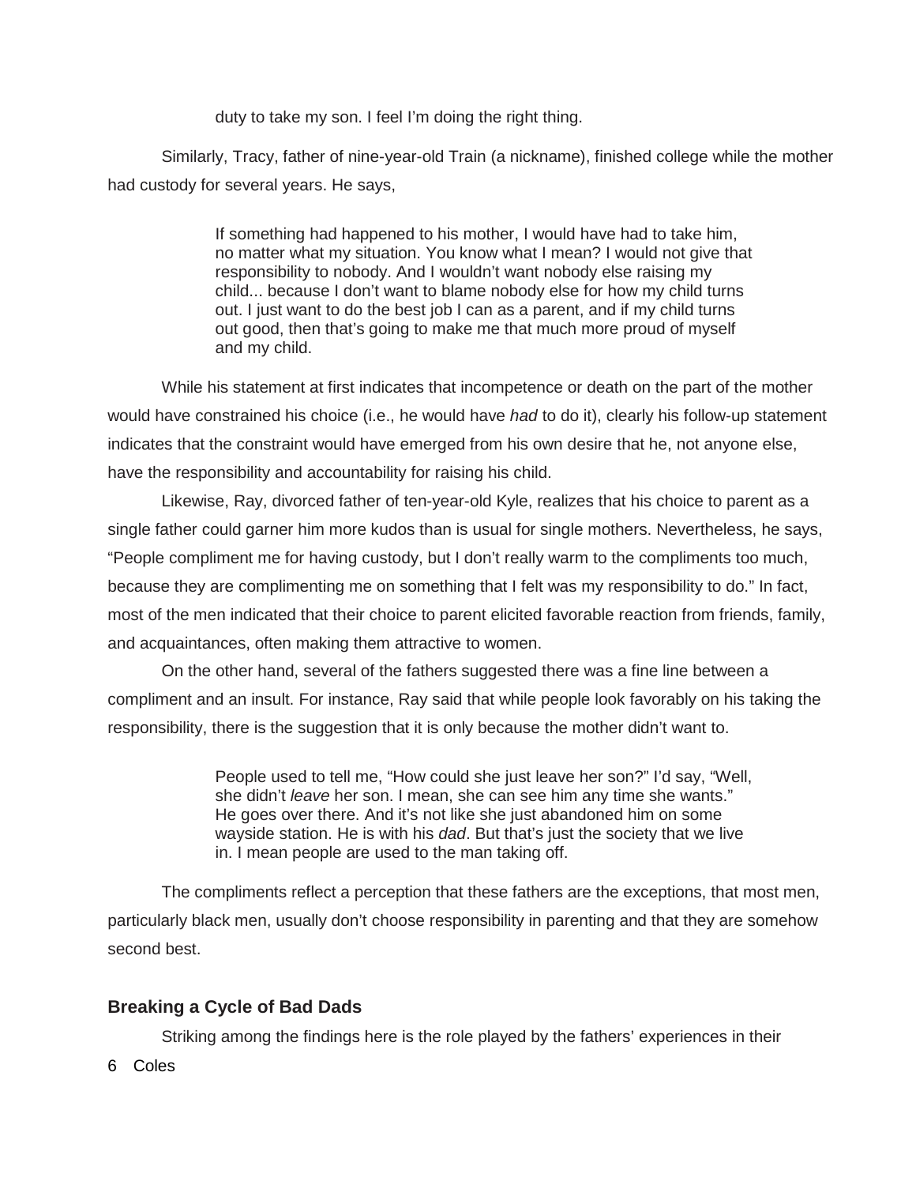duty to take my son. I feel I'm doing the right thing.

Similarly, Tracy, father of nine-year-old Train (a nickname), finished college while the mother had custody for several years. He says,

> If something had happened to his mother, I would have had to take him, no matter what my situation. You know what I mean? I would not give that responsibility to nobody. And I wouldn't want nobody else raising my child... because I don't want to blame nobody else for how my child turns out. I just want to do the best job I can as a parent, and if my child turns out good, then that's going to make me that much more proud of myself and my child.

While his statement at first indicates that incompetence or death on the part of the mother would have constrained his choice (i.e., he would have *had* to do it), clearly his follow-up statement indicates that the constraint would have emerged from his own desire that he, not anyone else, have the responsibility and accountability for raising his child.

Likewise, Ray, divorced father of ten-year-old Kyle, realizes that his choice to parent as a single father could garner him more kudos than is usual for single mothers. Nevertheless, he says, "People compliment me for having custody, but I don't really warm to the compliments too much, because they are complimenting me on something that I felt was my responsibility to do." In fact, most of the men indicated that their choice to parent elicited favorable reaction from friends, family, and acquaintances, often making them attractive to women.

On the other hand, several of the fathers suggested there was a fine line between a compliment and an insult. For instance, Ray said that while people look favorably on his taking the responsibility, there is the suggestion that it is only because the mother didn't want to.

> People used to tell me, "How could she just leave her son?" I'd say, "Well, she didn't *leave* her son. I mean, she can see him any time she wants." He goes over there. And it's not like she just abandoned him on some wayside station. He is with his *dad*. But that's just the society that we live in. I mean people are used to the man taking off.

The compliments reflect a perception that these fathers are the exceptions, that most men, particularly black men, usually don't choose responsibility in parenting and that they are somehow second best.

### Breaking a Cycle of Bad Dads

Striking among the findings here is the role played by the fathers' experiences in their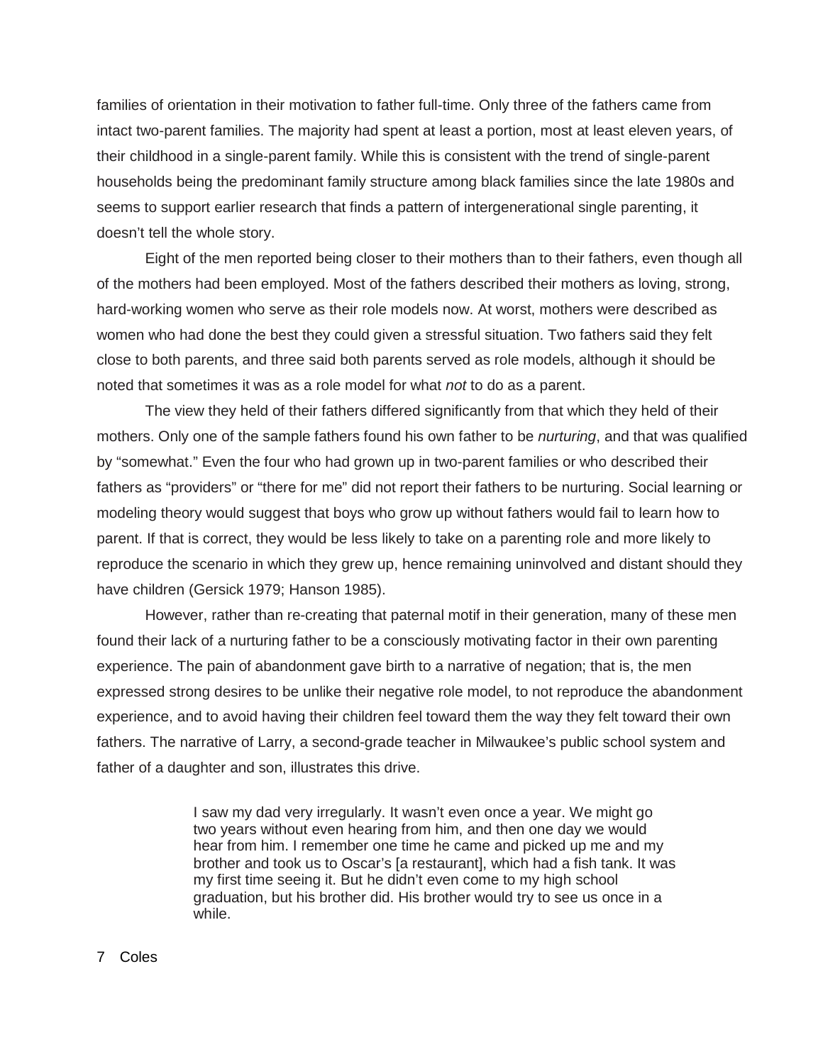families of orientation in their motivation to father full-time. Only three of the fathers came from intact two-parent families. The majority had spent at least a portion, most at least eleven years, of their childhood in a single-parent family. While this is consistent with the trend of single-parent households being the predominant family structure among black families since the late 1980s and seems to support earlier research that finds a pattern of intergenerational single parenting, it doesn't tell the whole story.

Eight of the men reported being closer to their mothers than to their fathers, even though all of the mothers had been employed. Most of the fathers described their mothers as loving, strong, hard-working women who serve as their role models now. At worst, mothers were described as women who had done the best they could given a stressful situation. Two fathers said they felt close to both parents, and three said both parents served as role models, although it should be noted that sometimes it was as a role model for what *not* to do as a parent.

The view they held of their fathers differed significantly from that which they held of their mothers. Only one of the sample fathers found his own father to be *nurturing*, and that was qualified by "somewhat." Even the four who had grown up in two-parent families or who described their fathers as "providers" or "there for me" did not report their fathers to be nurturing. Social learning or modeling theory would suggest that boys who grow up without fathers would fail to learn how to parent. If that is correct, they would be less likely to take on a parenting role and more likely to reproduce the scenario in which they grew up, hence remaining uninvolved and distant should they have children (Gersick 1979; Hanson 1985).

However, rather than re-creating that paternal motif in their generation, many of these men found their lack of a nurturing father to be a consciously motivating factor in their own parenting experience. The pain of abandonment gave birth to a narrative of negation; that is, the men expressed strong desires to be unlike their negative role model, to not reproduce the abandonment experience, and to avoid having their children feel toward them the way they felt toward their own fathers. The narrative of Larry, a second-grade teacher in Milwaukee's public school system and father of a daughter and son, illustrates this drive.

> I saw my dad very irregularly. It wasn't even once a year. We might go two years without even hearing from him, and then one day we would hear from him. I remember one time he came and picked up me and my brother and took us to Oscar's [a restaurant], which had a fish tank. It was my first time seeing it. But he didn't even come to my high school graduation, but his brother did. His brother would try to see us once in a while.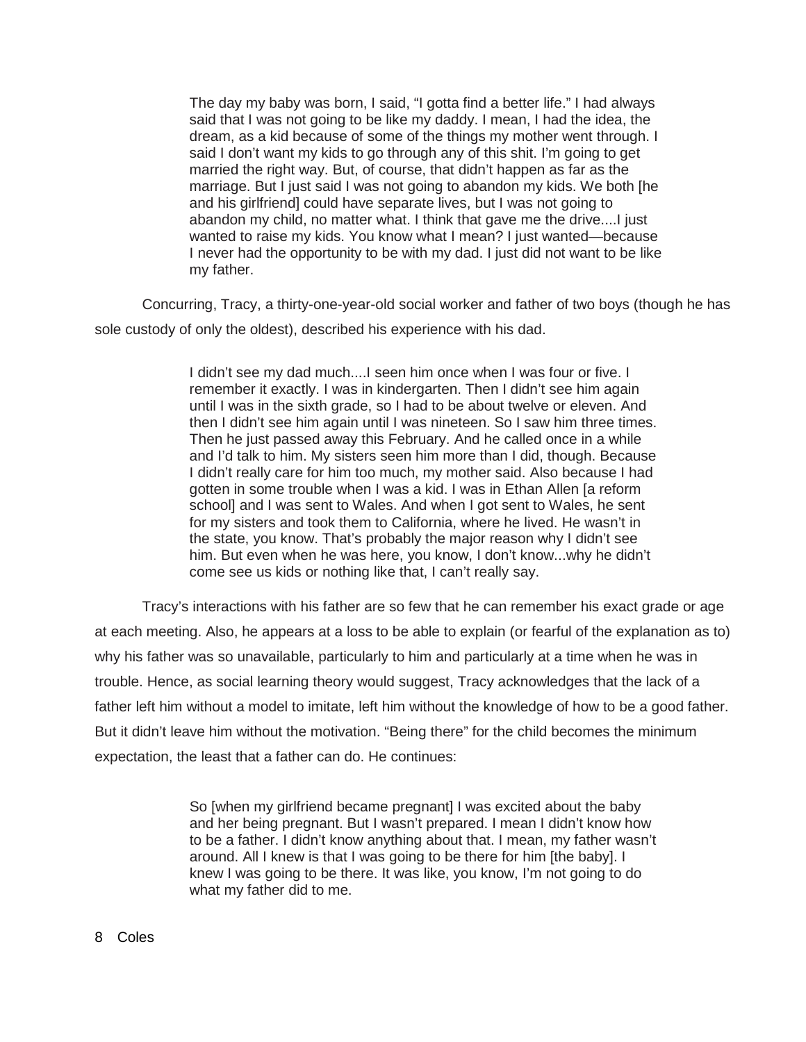> The day my baby was born, I said, “I gotta find a better life.” I had always said that I was not going to be like my daddy. I mean, I had the idea, the dream, as a kid because of some of the things my mother went through. I said I don’t want my kids to go through any of this shit. I’m going to get married the right way. But, of course, that didn’t happen as far as the marriage. But I just said I was not going to abandon my kids. We both [he and his girlfriend] could have separate lives, but I was not going to abandon my child, no matter what. I think that gave me the drive....I just wanted to raise my kids. You know what I mean? I just wanted—because I never had the opportunity to be with my dad. I just did not want to be like my father.

Concurring, Tracy, a thirty-one-year-old social worker and father of two boys (though he has sole custody of only the oldest), described his experience with his dad.

> I didn’t see my dad much....I seen him once when I was four or five. I remember it exactly. I was in kindergarten. Then I didn’t see him again until I was in the sixth grade, so I had to be about twelve or eleven. And then I didn’t see him again until I was nineteen. So I saw him three times. Then he just passed away this February. And he called once in a while and I’d talk to him. My sisters seen him more than I did, though. Because I didn’t really care for him too much, my mother said. Also because I had gotten in some trouble when I was a kid. I was in Ethan Allen [a reform school] and I was sent to Wales. And when I got sent to Wales, he sent for my sisters and took them to California, where he lived. He wasn’t in the state, you know. That’s probably the major reason why I didn’t see him. But even when he was here, you know, I don’t know...why he didn’t come see us kids or nothing like that, I can’t really say.

Tracy’s interactions with his father are so few that he can remember his exact grade or age at each meeting. Also, he appears at a loss to be able to explain (or fearful of the explanation as to) why his father was so unavailable, particularly to him and particularly at a time when he was in trouble. Hence, as social learning theory would suggest, Tracy acknowledges that the lack of a father left him without a model to imitate, left him without the knowledge of how to be a good father. But it didn’t leave him without the motivation. “Being there” for the child becomes the minimum expectation, the least that a father can do. He continues:

> So [when my girlfriend became pregnant] I was excited about the baby and her being pregnant. But I wasn’t prepared. I mean I didn’t know how to be a father. I didn’t know anything about that. I mean, my father wasn’t around. All I knew is that I was going to be there for him [the baby]. I knew I was going to be there. It was like, you know, I’m not going to do what my father did to me.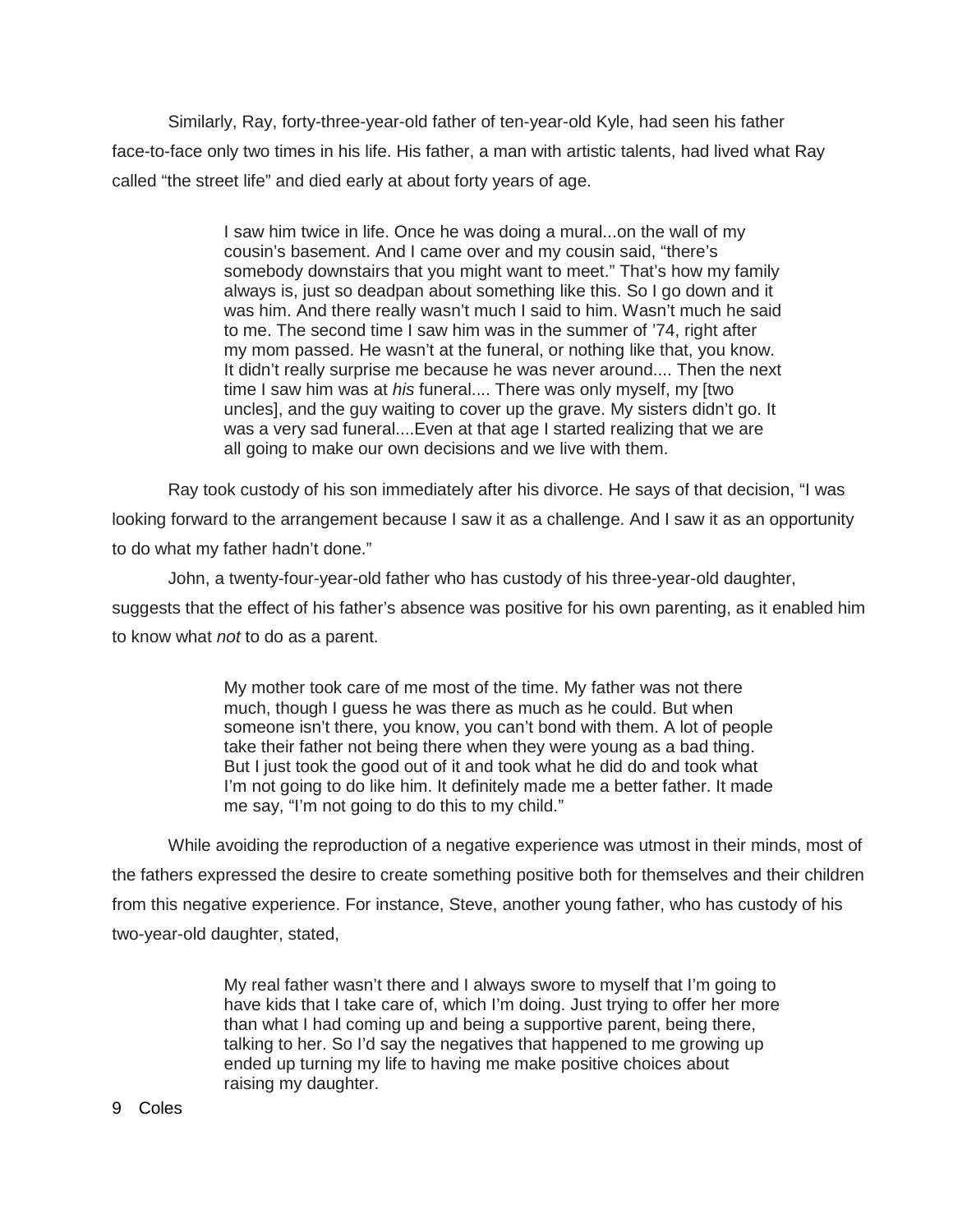Similarly, Ray, forty-three-year-old father of ten-year-old Kyle, had seen his father face-to-face only two times in his life. His father, a man with artistic talents, had lived what Ray called "the street life" and died early at about forty years of age.

> I saw him twice in life. Once he was doing a mural...on the wall of my cousin's basement. And I came over and my cousin said, "there's somebody downstairs that you might want to meet." That's how my family always is, just so deadpan about something like this. So I go down and it was him. And there really wasn't much I said to him. Wasn't much he said to me. The second time I saw him was in the summer of '74, right after my mom passed. He wasn't at the funeral, or nothing like that, you know. It didn't really surprise me because he was never around.... Then the next time I saw him was at *his* funeral.... There was only myself, my [two uncles], and the guy waiting to cover up the grave. My sisters didn't go. It was a very sad funeral....Even at that age I started realizing that we are all going to make our own decisions and we live with them.

Ray took custody of his son immediately after his divorce. He says of that decision, "I was looking forward to the arrangement because I saw it as a challenge. And I saw it as an opportunity to do what my father hadn't done."

John, a twenty-four-year-old father who has custody of his three-year-old daughter, suggests that the effect of his father's absence was positive for his own parenting, as it enabled him to know what *not* to do as a parent.

> My mother took care of me most of the time. My father was not there much, though I guess he was there as much as he could. But when someone isn't there, you know, you can't bond with them. A lot of people take their father not being there when they were young as a bad thing. But I just took the good out of it and took what he did do and took what I'm not going to do like him. It definitely made me a better father. It made me say, "I'm not going to do this to my child."

While avoiding the reproduction of a negative experience was utmost in their minds, most of the fathers expressed the desire to create something positive both for themselves and their children from this negative experience. For instance, Steve, another young father, who has custody of his two-year-old daughter, stated,

> My real father wasn't there and I always swore to myself that I'm going to have kids that I take care of, which I'm doing. Just trying to offer her more than what I had coming up and being a supportive parent, being there, talking to her. So I'd say the negatives that happened to me growing up ended up turning my life to having me make positive choices about raising my daughter.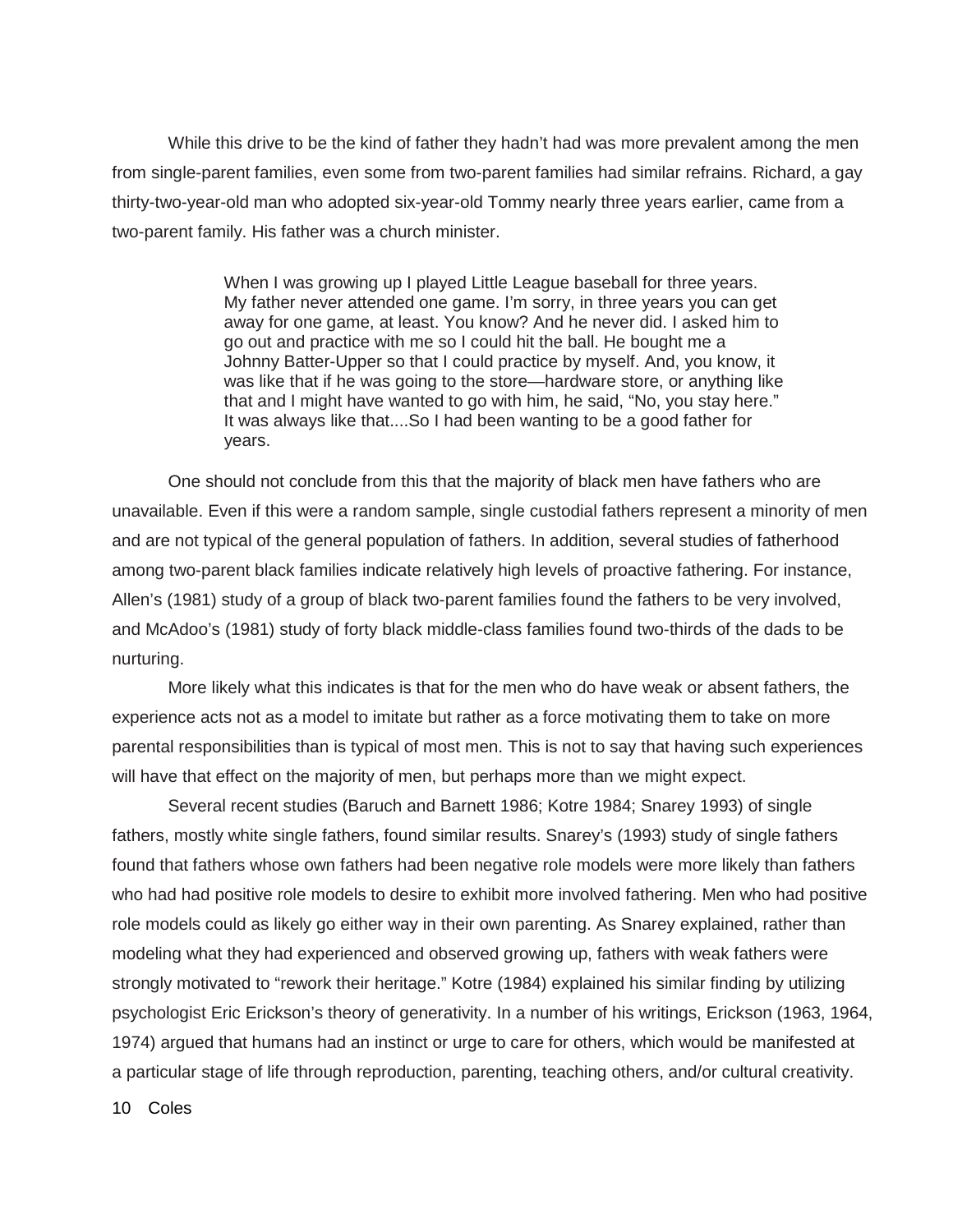While this drive to be the kind of father they hadn't had was more prevalent among the men from single-parent families, even some from two-parent families had similar refrains. Richard, a gay thirty-two-year-old man who adopted six-year-old Tommy nearly three years earlier, came from a two-parent family. His father was a church minister.

> When I was growing up I played Little League baseball for three years. My father never attended one game. I'm sorry, in three years you can get away for one game, at least. You know? And he never did. I asked him to go out and practice with me so I could hit the ball. He bought me a Johnny Batter-Upper so that I could practice by myself. And, you know, it was like that if he was going to the store—hardware store, or anything like that and I might have wanted to go with him, he said, "No, you stay here." It was always like that....So I had been wanting to be a good father for years.

One should not conclude from this that the majority of black men have fathers who are unavailable. Even if this were a random sample, single custodial fathers represent a minority of men and are not typical of the general population of fathers. In addition, several studies of fatherhood among two-parent black families indicate relatively high levels of proactive fathering. For instance, Allen's (1981) study of a group of black two-parent families found the fathers to be very involved, and McAdoo's (1981) study of forty black middle-class families found two-thirds of the dads to be nurturing.

More likely what this indicates is that for the men who do have weak or absent fathers, the experience acts not as a model to imitate but rather as a force motivating them to take on more parental responsibilities than is typical of most men. This is not to say that having such experiences will have that effect on the majority of men, but perhaps more than we might expect.

Several recent studies (Baruch and Barnett 1986; Kotre 1984; Snarey 1993) of single fathers, mostly white single fathers, found similar results. Snarey's (1993) study of single fathers found that fathers whose own fathers had been negative role models were more likely than fathers who had had positive role models to desire to exhibit more involved fathering. Men who had positive role models could as likely go either way in their own parenting. As Snarey explained, rather than modeling what they had experienced and observed growing up, fathers with weak fathers were strongly motivated to "rework their heritage." Kotre (1984) explained his similar finding by utilizing psychologist Eric Erickson's theory of generativity. In a number of his writings, Erickson (1963, 1964, 1974) argued that humans had an instinct or urge to care for others, which would be manifested at a particular stage of life through reproduction, parenting, teaching others, and/or cultural creativity.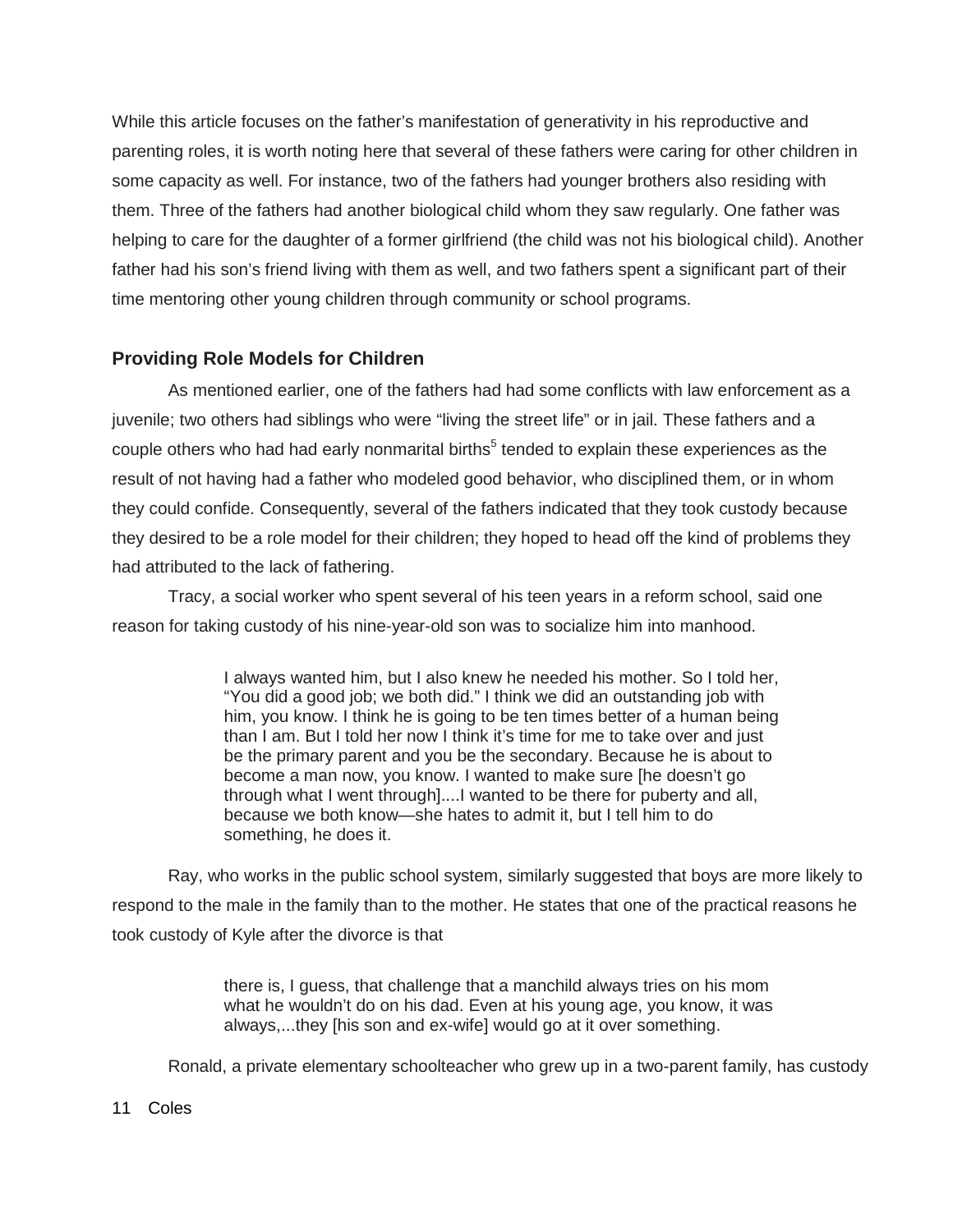While this article focuses on the father's manifestation of generativity in his reproductive and parenting roles, it is worth noting here that several of these fathers were caring for other children in some capacity as well. For instance, two of the fathers had younger brothers also residing with them. Three of the fathers had another biological child whom they saw regularly. One father was helping to care for the daughter of a former girlfriend (the child was not his biological child). Another father had his son's friend living with them as well, and two fathers spent a significant part of their time mentoring other young children through community or school programs.

### Providing Role Models for Children

As mentioned earlier, one of the fathers had had some conflicts with law enforcement as a juvenile; two others had siblings who were "living the street life" or in jail. These fathers and a couple others who had had early nonmarital births[5] tended to explain these experiences as the result of not having had a father who modeled good behavior, who disciplined them, or in whom they could confide. Consequently, several of the fathers indicated that they took custody because they desired to be a role model for their children; they hoped to head off the kind of problems they had attributed to the lack of fathering.

Tracy, a social worker who spent several of his teen years in a reform school, said one reason for taking custody of his nine-year-old son was to socialize him into manhood.

> I always wanted him, but I also knew he needed his mother. So I told her, "You did a good job; we both did." I think we did an outstanding job with him, you know. I think he is going to be ten times better of a human being than I am. But I told her now I think it's time for me to take over and just be the primary parent and you be the secondary. Because he is about to become a man now, you know. I wanted to make sure [he doesn't go through what I went through]....I wanted to be there for puberty and all, because we both know—she hates to admit it, but I tell him to do something, he does it.

Ray, who works in the public school system, similarly suggested that boys are more likely to respond to the male in the family than to the mother. He states that one of the practical reasons he took custody of Kyle after the divorce is that

> there is, I guess, that challenge that a manchild always tries on his mom what he wouldn't do on his dad. Even at his young age, you know, it was always,...they [his son and ex-wife] would go at it over something.

Ronald, a private elementary schoolteacher who grew up in a two-parent family, has custody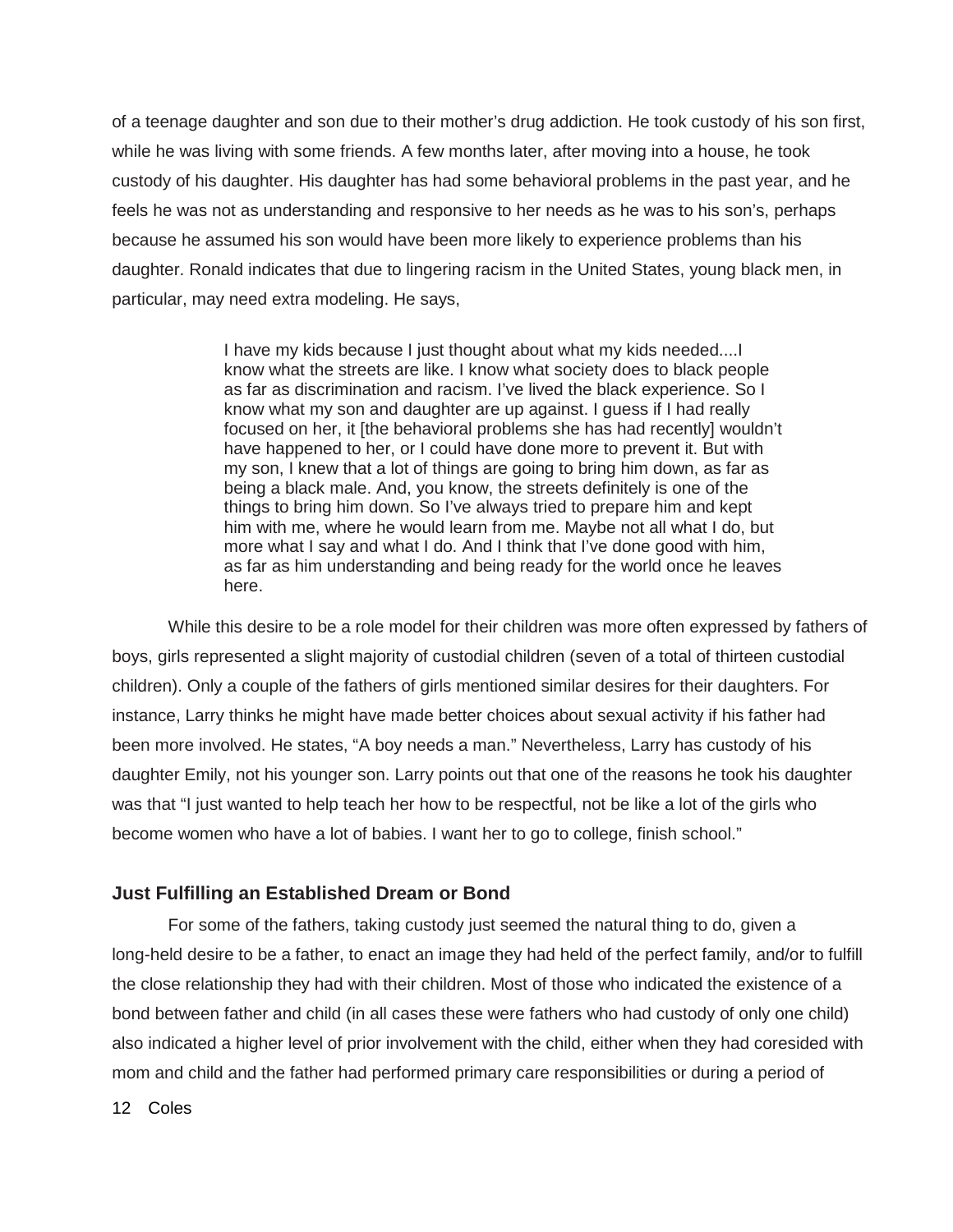of a teenage daughter and son due to their mother's drug addiction. He took custody of his son first, while he was living with some friends. A few months later, after moving into a house, he took custody of his daughter. His daughter has had some behavioral problems in the past year, and he feels he was not as understanding and responsive to her needs as he was to his son's, perhaps because he assumed his son would have been more likely to experience problems than his daughter. Ronald indicates that due to lingering racism in the United States, young black men, in particular, may need extra modeling. He says,

> I have my kids because I just thought about what my kids needed....I know what the streets are like. I know what society does to black people as far as discrimination and racism. I've lived the black experience. So I know what my son and daughter are up against. I guess if I had really focused on her, it [the behavioral problems she has had recently] wouldn't have happened to her, or I could have done more to prevent it. But with my son, I knew that a lot of things are going to bring him down, as far as being a black male. And, you know, the streets definitely is one of the things to bring him down. So I've always tried to prepare him and kept him with me, where he would learn from me. Maybe not all what I do, but more what I say and what I do. And I think that I've done good with him, as far as him understanding and being ready for the world once he leaves here.

While this desire to be a role model for their children was more often expressed by fathers of boys, girls represented a slight majority of custodial children (seven of a total of thirteen custodial children). Only a couple of the fathers of girls mentioned similar desires for their daughters. For instance, Larry thinks he might have made better choices about sexual activity if his father had been more involved. He states, "A boy needs a man." Nevertheless, Larry has custody of his daughter Emily, not his younger son. Larry points out that one of the reasons he took his daughter was that "I just wanted to help teach her how to be respectful, not be like a lot of the girls who become women who have a lot of babies. I want her to go to college, finish school."

### Just Fulfilling an Established Dream or Bond

For some of the fathers, taking custody just seemed the natural thing to do, given a long-held desire to be a father, to enact an image they had held of the perfect family, and/or to fulfill the close relationship they had with their children. Most of those who indicated the existence of a bond between father and child (in all cases these were fathers who had custody of only one child) also indicated a higher level of prior involvement with the child, either when they had coresided with mom and child and the father had performed primary care responsibilities or during a period of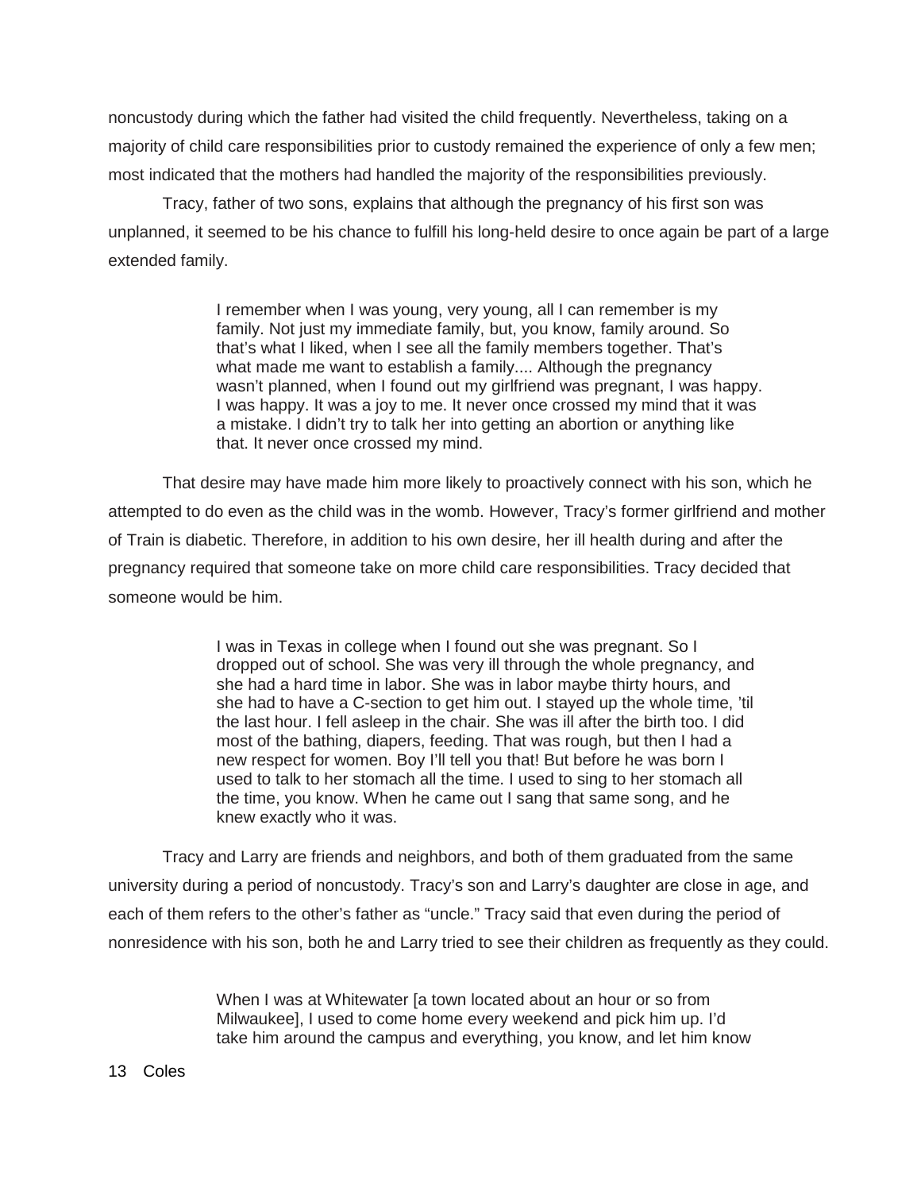noncustody during which the father had visited the child frequently. Nevertheless, taking on a majority of child care responsibilities prior to custody remained the experience of only a few men; most indicated that the mothers had handled the majority of the responsibilities previously.

Tracy, father of two sons, explains that although the pregnancy of his first son was unplanned, it seemed to be his chance to fulfill his long-held desire to once again be part of a large extended family.

> I remember when I was young, very young, all I can remember is my family. Not just my immediate family, but, you know, family around. So that's what I liked, when I see all the family members together. That's what made me want to establish a family.... Although the pregnancy wasn't planned, when I found out my girlfriend was pregnant, I was happy. I was happy. It was a joy to me. It never once crossed my mind that it was a mistake. I didn't try to talk her into getting an abortion or anything like that. It never once crossed my mind.

That desire may have made him more likely to proactively connect with his son, which he attempted to do even as the child was in the womb. However, Tracy's former girlfriend and mother of Train is diabetic. Therefore, in addition to his own desire, her ill health during and after the pregnancy required that someone take on more child care responsibilities. Tracy decided that someone would be him.

> I was in Texas in college when I found out she was pregnant. So I dropped out of school. She was very ill through the whole pregnancy, and she had a hard time in labor. She was in labor maybe thirty hours, and she had to have a C-section to get him out. I stayed up the whole time, 'til the last hour. I fell asleep in the chair. She was ill after the birth too. I did most of the bathing, diapers, feeding. That was rough, but then I had a new respect for women. Boy I'll tell you that! But before he was born I used to talk to her stomach all the time. I used to sing to her stomach all the time, you know. When he came out I sang that same song, and he knew exactly who it was.

Tracy and Larry are friends and neighbors, and both of them graduated from the same university during a period of noncustody. Tracy's son and Larry's daughter are close in age, and each of them refers to the other's father as "uncle." Tracy said that even during the period of nonresidence with his son, both he and Larry tried to see their children as frequently as they could.

> When I was at Whitewater [a town located about an hour or so from Milwaukee], I used to come home every weekend and pick him up. I'd take him around the campus and everything, you know, and let him know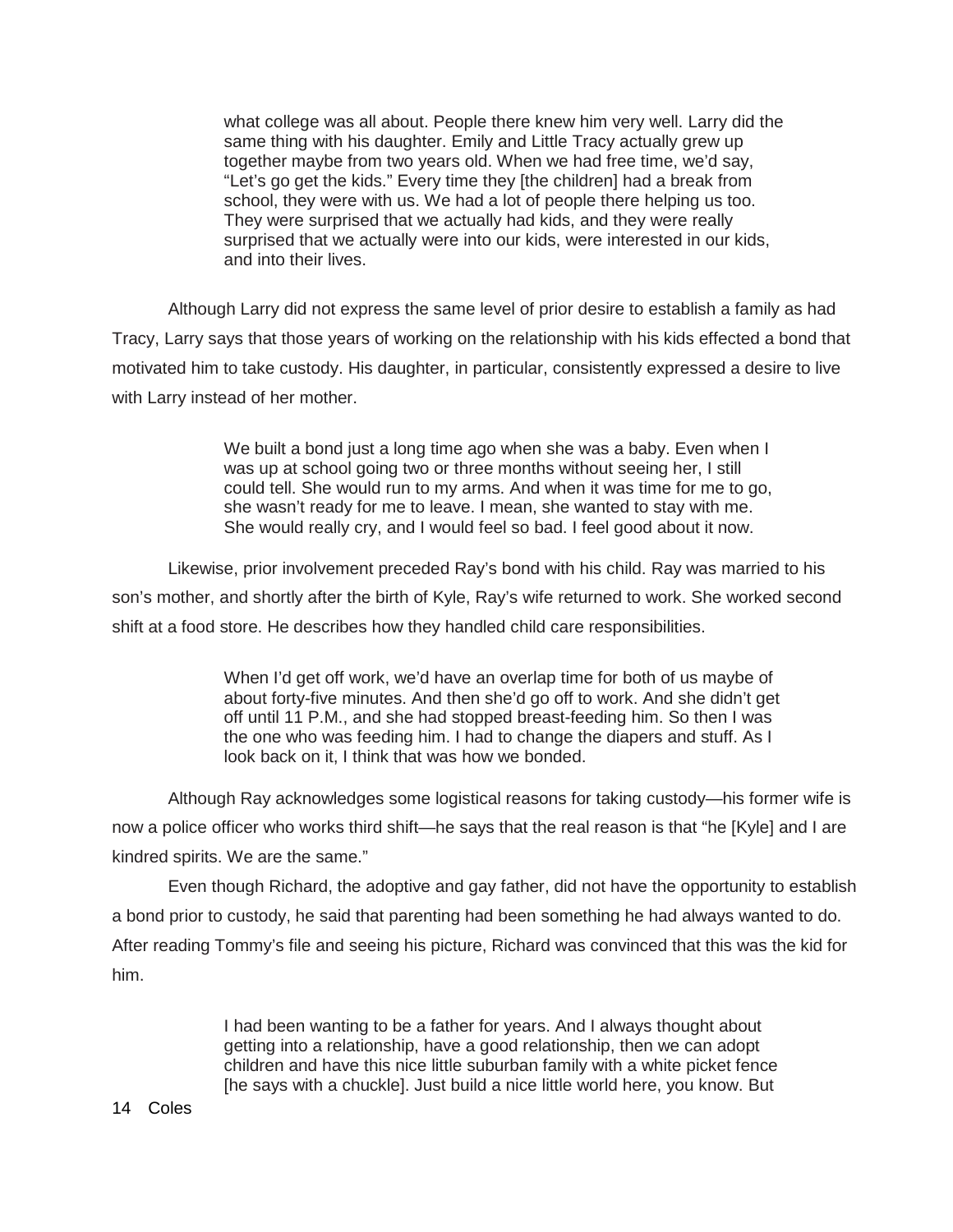> what college was all about. People there knew him very well. Larry did the same thing with his daughter. Emily and Little Tracy actually grew up together maybe from two years old. When we had free time, we'd say, "Let's go get the kids." Every time they [the children] had a break from school, they were with us. We had a lot of people there helping us too. They were surprised that we actually had kids, and they were really surprised that we actually were into our kids, were interested in our kids, and into their lives.

Although Larry did not express the same level of prior desire to establish a family as had Tracy, Larry says that those years of working on the relationship with his kids effected a bond that motivated him to take custody. His daughter, in particular, consistently expressed a desire to live with Larry instead of her mother.

> We built a bond just a long time ago when she was a baby. Even when I was up at school going two or three months without seeing her, I still could tell. She would run to my arms. And when it was time for me to go, she wasn't ready for me to leave. I mean, she wanted to stay with me. She would really cry, and I would feel so bad. I feel good about it now.

Likewise, prior involvement preceded Ray's bond with his child. Ray was married to his son's mother, and shortly after the birth of Kyle, Ray's wife returned to work. She worked second shift at a food store. He describes how they handled child care responsibilities.

> When I'd get off work, we'd have an overlap time for both of us maybe of about forty-five minutes. And then she'd go off to work. And she didn't get off until 11 P.M., and she had stopped breast-feeding him. So then I was the one who was feeding him. I had to change the diapers and stuff. As I look back on it, I think that was how we bonded.

Although Ray acknowledges some logistical reasons for taking custody—his former wife is now a police officer who works third shift—he says that the real reason is that "he [Kyle] and I are kindred spirits. We are the same."

Even though Richard, the adoptive and gay father, did not have the opportunity to establish a bond prior to custody, he said that parenting had been something he had always wanted to do. After reading Tommy's file and seeing his picture, Richard was convinced that this was the kid for him.

> I had been wanting to be a father for years. And I always thought about getting into a relationship, have a good relationship, then we can adopt children and have this nice little suburban family with a white picket fence [he says with a chuckle]. Just build a nice little world here, you know. But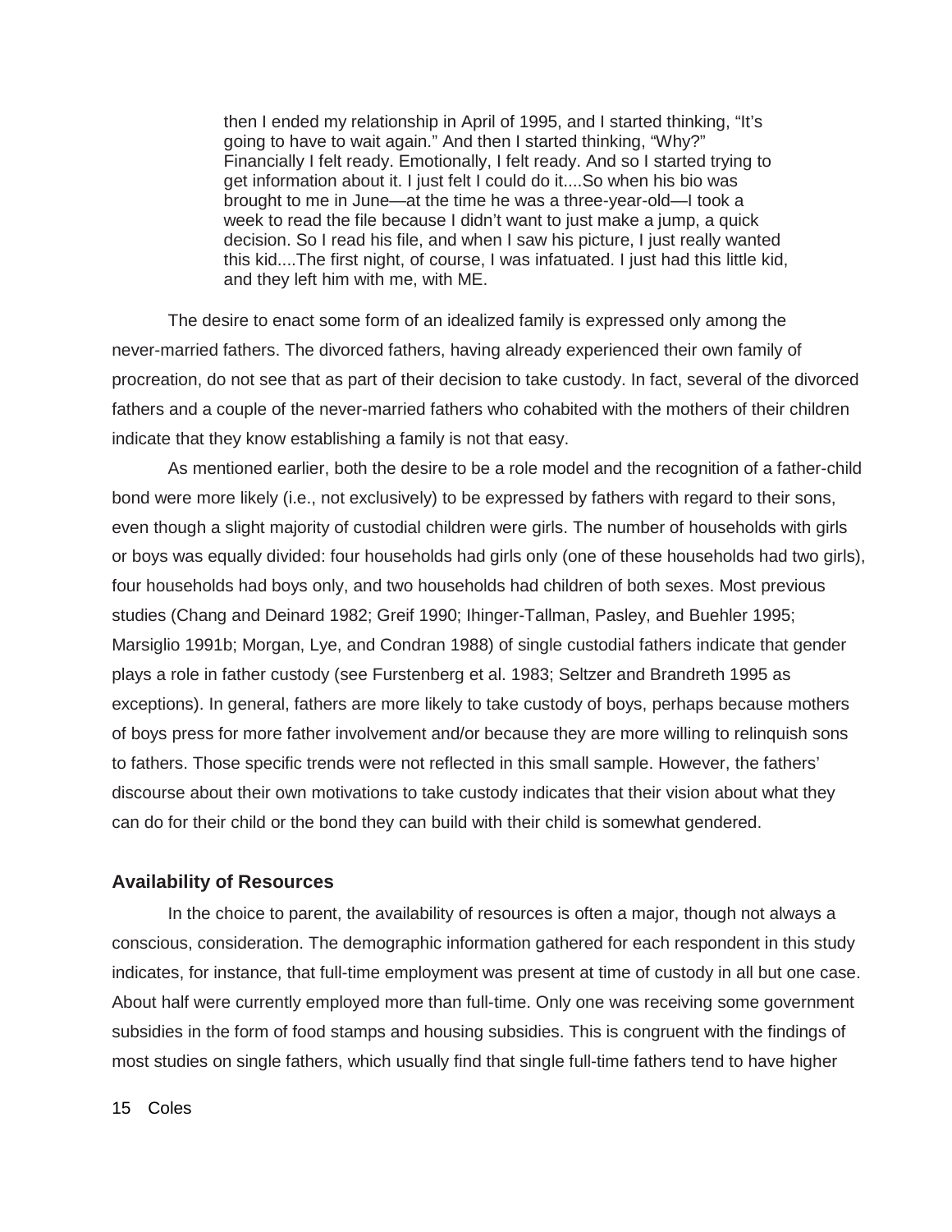> then I ended my relationship in April of 1995, and I started thinking, "It's going to have to wait again." And then I started thinking, "Why?" Financially I felt ready. Emotionally, I felt ready. And so I started trying to get information about it. I just felt I could do it....So when his bio was brought to me in June—at the time he was a three-year-old—I took a week to read the file because I didn't want to just make a jump, a quick decision. So I read his file, and when I saw his picture, I just really wanted this kid....The first night, of course, I was infatuated. I just had this little kid, and they left him with me, with ME.

The desire to enact some form of an idealized family is expressed only among the never-married fathers. The divorced fathers, having already experienced their own family of procreation, do not see that as part of their decision to take custody. In fact, several of the divorced fathers and a couple of the never-married fathers who cohabited with the mothers of their children indicate that they know establishing a family is not that easy.

As mentioned earlier, both the desire to be a role model and the recognition of a father-child bond were more likely (i.e., not exclusively) to be expressed by fathers with regard to their sons, even though a slight majority of custodial children were girls. The number of households with girls or boys was equally divided: four households had girls only (one of these households had two girls), four households had boys only, and two households had children of both sexes. Most previous studies (Chang and Deinard 1982; Greif 1990; Ihinger-Tallman, Pasley, and Buehler 1995; Marsiglio 1991b; Morgan, Lye, and Condran 1988) of single custodial fathers indicate that gender plays a role in father custody (see Furstenberg et al. 1983; Seltzer and Brandreth 1995 as exceptions). In general, fathers are more likely to take custody of boys, perhaps because mothers of boys press for more father involvement and/or because they are more willing to relinquish sons to fathers. Those specific trends were not reflected in this small sample. However, the fathers' discourse about their own motivations to take custody indicates that their vision about what they can do for their child or the bond they can build with their child is somewhat gendered.

### Availability of Resources

In the choice to parent, the availability of resources is often a major, though not always a conscious, consideration. The demographic information gathered for each respondent in this study indicates, for instance, that full-time employment was present at time of custody in all but one case. About half were currently employed more than full-time. Only one was receiving some government subsidies in the form of food stamps and housing subsidies. This is congruent with the findings of most studies on single fathers, which usually find that single full-time fathers tend to have higher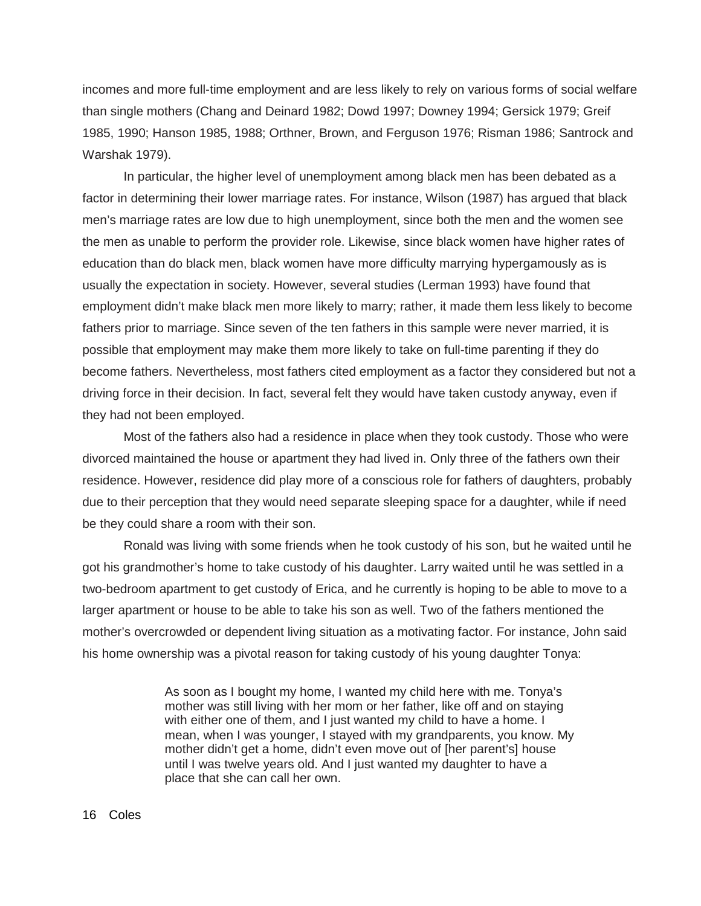incomes and more full-time employment and are less likely to rely on various forms of social welfare than single mothers (Chang and Deinard 1982; Dowd 1997; Downey 1994; Gersick 1979; Greif 1985, 1990; Hanson 1985, 1988; Orthner, Brown, and Ferguson 1976; Risman 1986; Santrock and Warshak 1979).

In particular, the higher level of unemployment among black men has been debated as a factor in determining their lower marriage rates. For instance, Wilson (1987) has argued that black men's marriage rates are low due to high unemployment, since both the men and the women see the men as unable to perform the provider role. Likewise, since black women have higher rates of education than do black men, black women have more difficulty marrying hypergamously as is usually the expectation in society. However, several studies (Lerman 1993) have found that employment didn't make black men more likely to marry; rather, it made them less likely to become fathers prior to marriage. Since seven of the ten fathers in this sample were never married, it is possible that employment may make them more likely to take on full-time parenting if they do become fathers. Nevertheless, most fathers cited employment as a factor they considered but not a driving force in their decision. In fact, several felt they would have taken custody anyway, even if they had not been employed.

Most of the fathers also had a residence in place when they took custody. Those who were divorced maintained the house or apartment they had lived in. Only three of the fathers own their residence. However, residence did play more of a conscious role for fathers of daughters, probably due to their perception that they would need separate sleeping space for a daughter, while if need be they could share a room with their son.

Ronald was living with some friends when he took custody of his son, but he waited until he got his grandmother's home to take custody of his daughter. Larry waited until he was settled in a two-bedroom apartment to get custody of Erica, and he currently is hoping to be able to move to a larger apartment or house to be able to take his son as well. Two of the fathers mentioned the mother's overcrowded or dependent living situation as a motivating factor. For instance, John said his home ownership was a pivotal reason for taking custody of his young daughter Tonya:

> As soon as I bought my home, I wanted my child here with me. Tonya's mother was still living with her mom or her father, like off and on staying with either one of them, and I just wanted my child to have a home. I mean, when I was younger, I stayed with my grandparents, you know. My mother didn't get a home, didn't even move out of [her parent's] house until I was twelve years old. And I just wanted my daughter to have a place that she can call her own.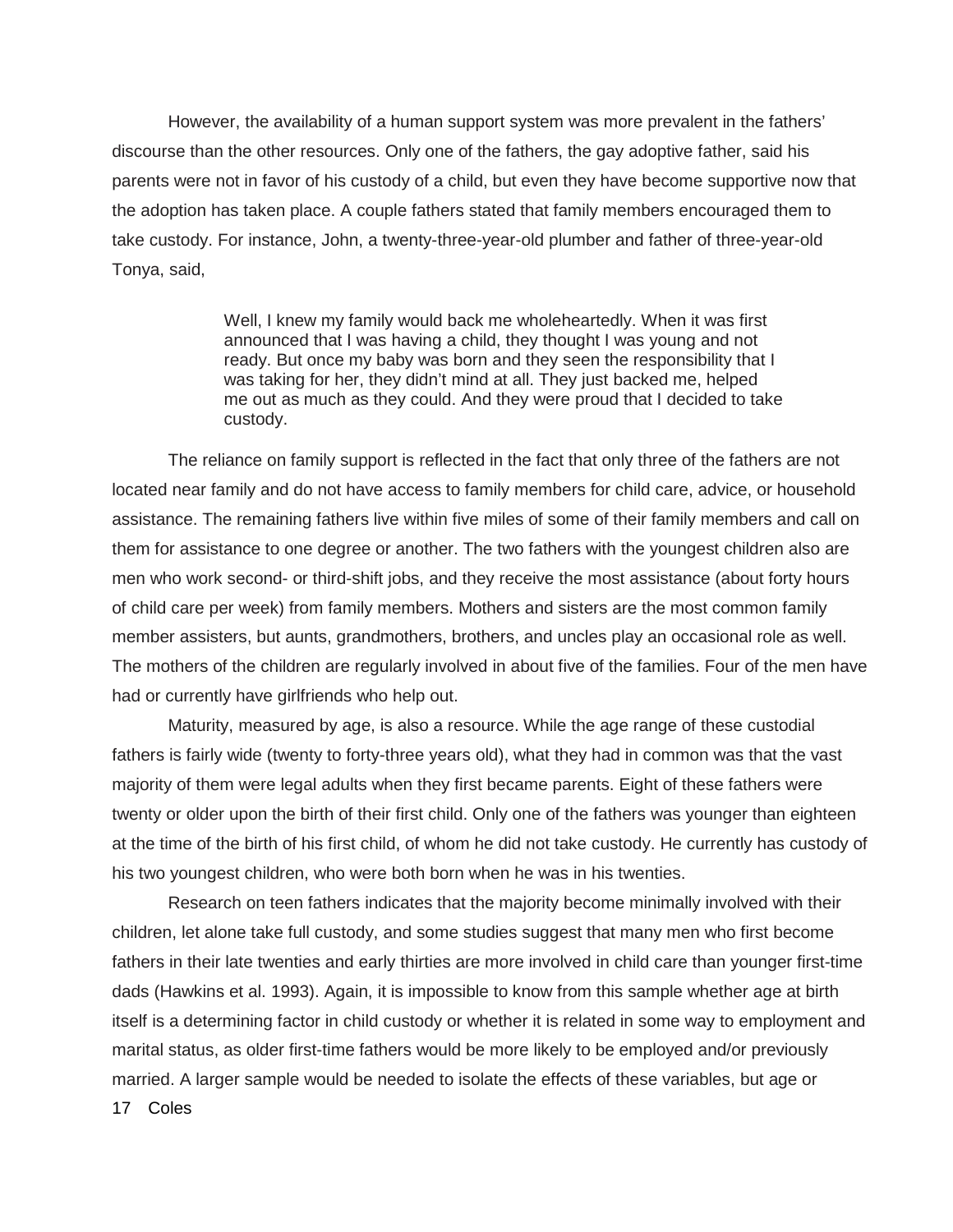However, the availability of a human support system was more prevalent in the fathers' discourse than the other resources. Only one of the fathers, the gay adoptive father, said his parents were not in favor of his custody of a child, but even they have become supportive now that the adoption has taken place. A couple fathers stated that family members encouraged them to take custody. For instance, John, a twenty-three-year-old plumber and father of three-year-old Tonya, said,

> Well, I knew my family would back me wholeheartedly. When it was first announced that I was having a child, they thought I was young and not ready. But once my baby was born and they seen the responsibility that I was taking for her, they didn't mind at all. They just backed me, helped me out as much as they could. And they were proud that I decided to take custody.

The reliance on family support is reflected in the fact that only three of the fathers are not located near family and do not have access to family members for child care, advice, or household assistance. The remaining fathers live within five miles of some of their family members and call on them for assistance to one degree or another. The two fathers with the youngest children also are men who work second- or third-shift jobs, and they receive the most assistance (about forty hours of child care per week) from family members. Mothers and sisters are the most common family member assisters, but aunts, grandmothers, brothers, and uncles play an occasional role as well. The mothers of the children are regularly involved in about five of the families. Four of the men have had or currently have girlfriends who help out.

Maturity, measured by age, is also a resource. While the age range of these custodial fathers is fairly wide (twenty to forty-three years old), what they had in common was that the vast majority of them were legal adults when they first became parents. Eight of these fathers were twenty or older upon the birth of their first child. Only one of the fathers was younger than eighteen at the time of the birth of his first child, of whom he did not take custody. He currently has custody of his two youngest children, who were both born when he was in his twenties.

Research on teen fathers indicates that the majority become minimally involved with their children, let alone take full custody, and some studies suggest that many men who first become fathers in their late twenties and early thirties are more involved in child care than younger first-time dads (Hawkins et al. 1993). Again, it is impossible to know from this sample whether age at birth itself is a determining factor in child custody or whether it is related in some way to employment and marital status, as older first-time fathers would be more likely to be employed and/or previously married. A larger sample would be needed to isolate the effects of these variables, but age or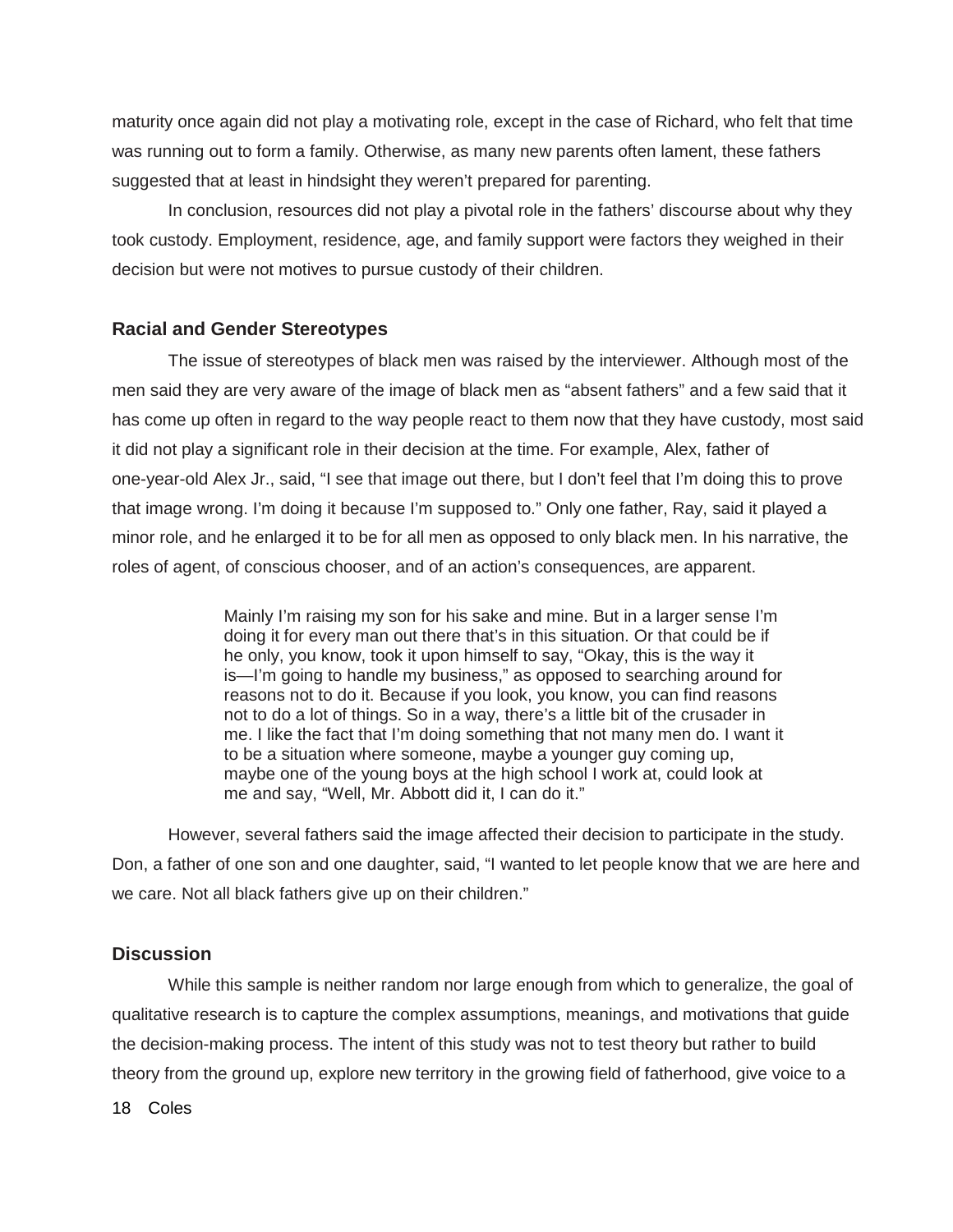maturity once again did not play a motivating role, except in the case of Richard, who felt that time was running out to form a family. Otherwise, as many new parents often lament, these fathers suggested that at least in hindsight they weren't prepared for parenting.

In conclusion, resources did not play a pivotal role in the fathers' discourse about why they took custody. Employment, residence, age, and family support were factors they weighed in their decision but were not motives to pursue custody of their children.

### Racial and Gender Stereotypes

The issue of stereotypes of black men was raised by the interviewer. Although most of the men said they are very aware of the image of black men as "absent fathers" and a few said that it has come up often in regard to the way people react to them now that they have custody, most said it did not play a significant role in their decision at the time. For example, Alex, father of one-year-old Alex Jr., said, "I see that image out there, but I don't feel that I'm doing this to prove that image wrong. I'm doing it because I'm supposed to." Only one father, Ray, said it played a minor role, and he enlarged it to be for all men as opposed to only black men. In his narrative, the roles of agent, of conscious chooser, and of an action's consequences, are apparent.

> Mainly I'm raising my son for his sake and mine. But in a larger sense I'm doing it for every man out there that's in this situation. Or that could be if he only, you know, took it upon himself to say, "Okay, this is the way it is—I'm going to handle my business," as opposed to searching around for reasons not to do it. Because if you look, you know, you can find reasons not to do a lot of things. So in a way, there's a little bit of the crusader in me. I like the fact that I'm doing something that not many men do. I want it to be a situation where someone, maybe a younger guy coming up, maybe one of the young boys at the high school I work at, could look at me and say, "Well, Mr. Abbott did it, I can do it."

However, several fathers said the image affected their decision to participate in the study. Don, a father of one son and one daughter, said, "I wanted to let people know that we are here and we care. Not all black fathers give up on their children."

### Discussion

While this sample is neither random nor large enough from which to generalize, the goal of qualitative research is to capture the complex assumptions, meanings, and motivations that guide the decision-making process. The intent of this study was not to test theory but rather to build theory from the ground up, explore new territory in the growing field of fatherhood, give voice to a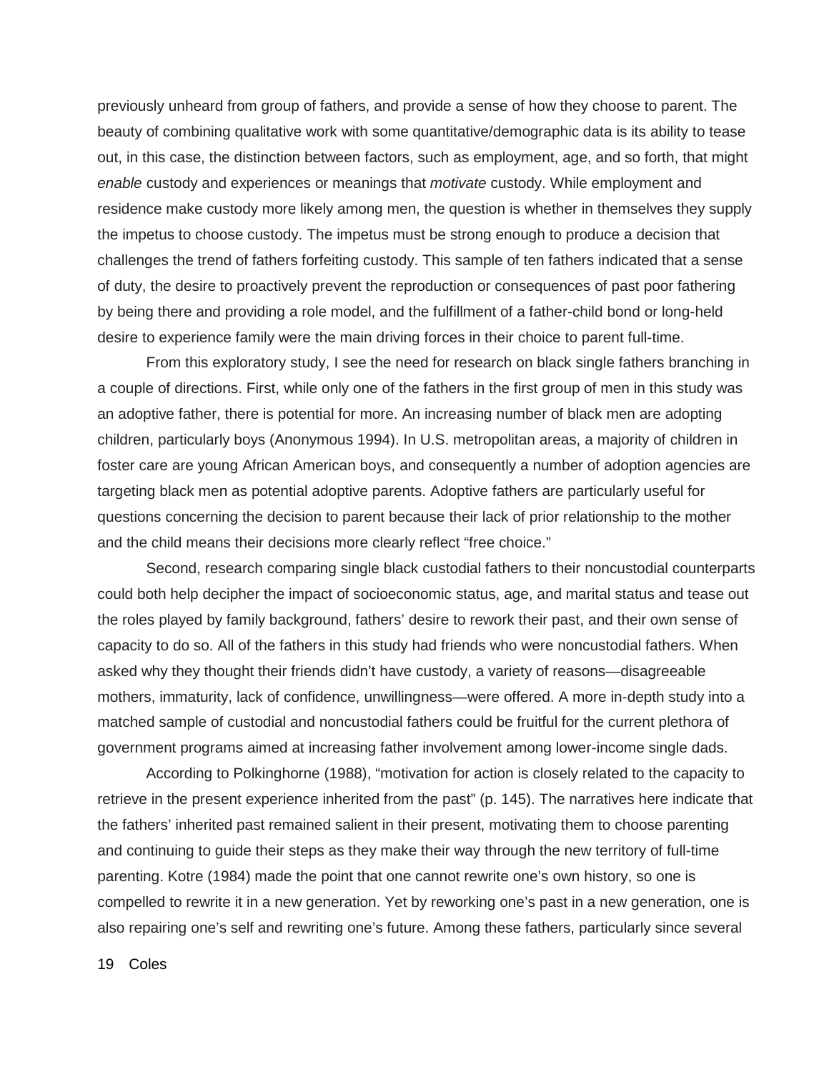previously unheard from group of fathers, and provide a sense of how they choose to parent. The beauty of combining qualitative work with some quantitative/demographic data is its ability to tease out, in this case, the distinction between factors, such as employment, age, and so forth, that might *enable* custody and experiences or meanings that *motivate* custody. While employment and residence make custody more likely among men, the question is whether in themselves they supply the impetus to choose custody. The impetus must be strong enough to produce a decision that challenges the trend of fathers forfeiting custody. This sample of ten fathers indicated that a sense of duty, the desire to proactively prevent the reproduction or consequences of past poor fathering by being there and providing a role model, and the fulfillment of a father-child bond or long-held desire to experience family were the main driving forces in their choice to parent full-time.

From this exploratory study, I see the need for research on black single fathers branching in a couple of directions. First, while only one of the fathers in the first group of men in this study was an adoptive father, there is potential for more. An increasing number of black men are adopting children, particularly boys (Anonymous 1994). In U.S. metropolitan areas, a majority of children in foster care are young African American boys, and consequently a number of adoption agencies are targeting black men as potential adoptive parents. Adoptive fathers are particularly useful for questions concerning the decision to parent because their lack of prior relationship to the mother and the child means their decisions more clearly reflect "free choice."

Second, research comparing single black custodial fathers to their noncustodial counterparts could both help decipher the impact of socioeconomic status, age, and marital status and tease out the roles played by family background, fathers' desire to rework their past, and their own sense of capacity to do so. All of the fathers in this study had friends who were noncustodial fathers. When asked why they thought their friends didn't have custody, a variety of reasons—disagreeable mothers, immaturity, lack of confidence, unwillingness—were offered. A more in-depth study into a matched sample of custodial and noncustodial fathers could be fruitful for the current plethora of government programs aimed at increasing father involvement among lower-income single dads.

According to Polkinghorne (1988), "motivation for action is closely related to the capacity to retrieve in the present experience inherited from the past" (p. 145). The narratives here indicate that the fathers' inherited past remained salient in their present, motivating them to choose parenting and continuing to guide their steps as they make their way through the new territory of full-time parenting. Kotre (1984) made the point that one cannot rewrite one's own history, so one is compelled to rewrite it in a new generation. Yet by reworking one's past in a new generation, one is also repairing one's self and rewriting one's future. Among these fathers, particularly since several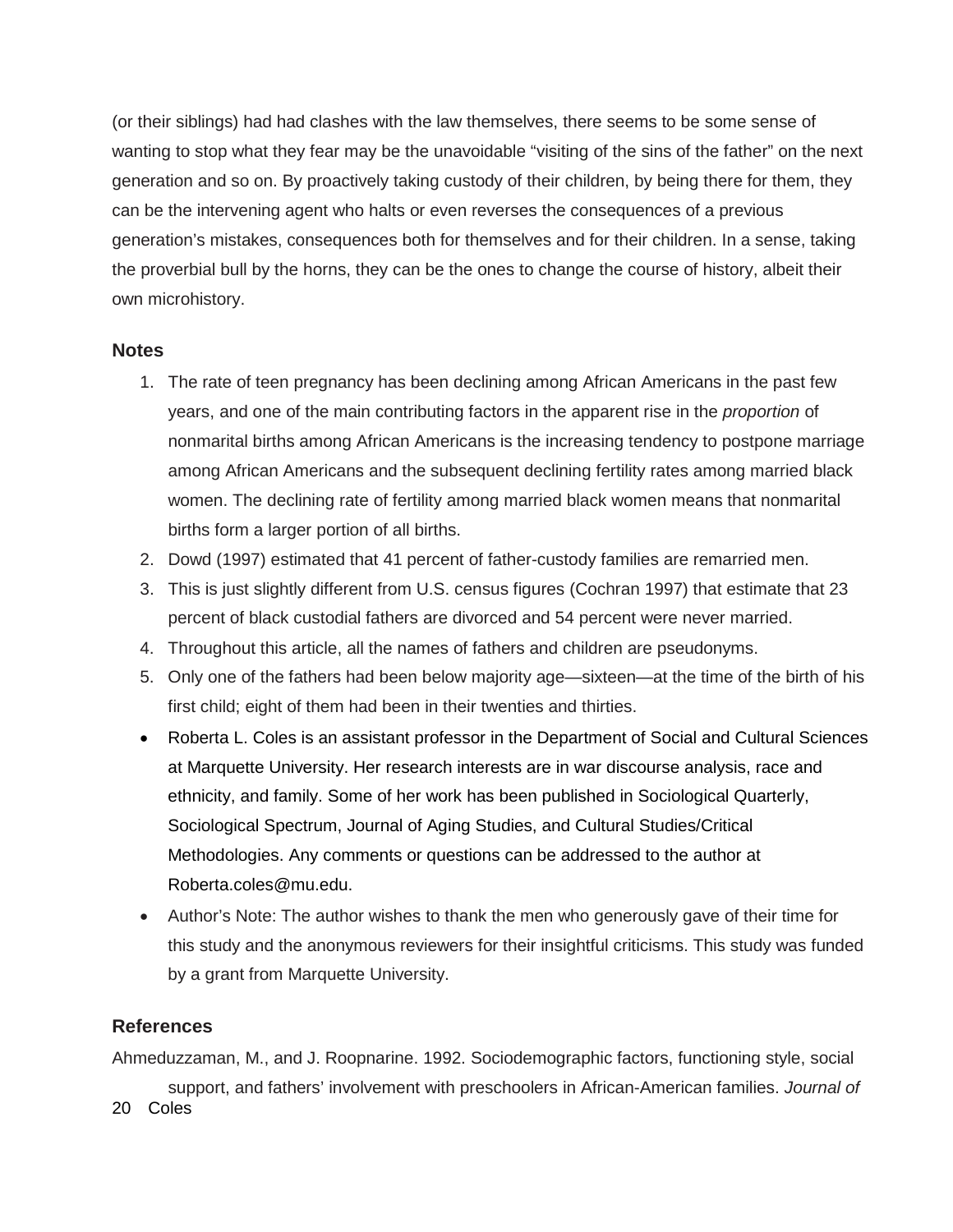(or their siblings) had had clashes with the law themselves, there seems to be some sense of wanting to stop what they fear may be the unavoidable "visiting of the sins of the father" on the next generation and so on. By proactively taking custody of their children, by being there for them, they can be the intervening agent who halts or even reverses the consequences of a previous generation's mistakes, consequences both for themselves and for their children. In a sense, taking the proverbial bull by the horns, they can be the ones to change the course of history, albeit their own microhistory.

### Notes

1. The rate of teen pregnancy has been declining among African Americans in the past few years, and one of the main contributing factors in the apparent rise in the *proportion* of nonmarital births among African Americans is the increasing tendency to postpone marriage among African Americans and the subsequent declining fertility rates among married black women. The declining rate of fertility among married black women means that nonmarital births form a larger portion of all births.
2. Dowd (1997) estimated that 41 percent of father-custody families are remarried men.
3. This is just slightly different from U.S. census figures (Cochran 1997) that estimate that 23 percent of black custodial fathers are divorced and 54 percent were never married.
4. Throughout this article, all the names of fathers and children are pseudonyms.
5. Only one of the fathers had been below majority age—sixteen—at the time of the birth of his first child; eight of them had been in their twenties and thirties.

- Roberta L. Coles is an assistant professor in the Department of Social and Cultural Sciences at Marquette University. Her research interests are in war discourse analysis, race and ethnicity, and family. Some of her work has been published in Sociological Quarterly, Sociological Spectrum, Journal of Aging Studies, and Cultural Studies/Critical Methodologies. Any comments or questions can be addressed to the author at Roberta.coles@mu.edu.
- Author's Note: The author wishes to thank the men who generously gave of their time for this study and the anonymous reviewers for their insightful criticisms. This study was funded by a grant from Marquette University.

### References

Ahmeduzzaman, M., and J. Roopnarine. 1992. Sociodemographic factors, functioning style, social support, and fathers' involvement with preschoolers in African-American families. *Journal of*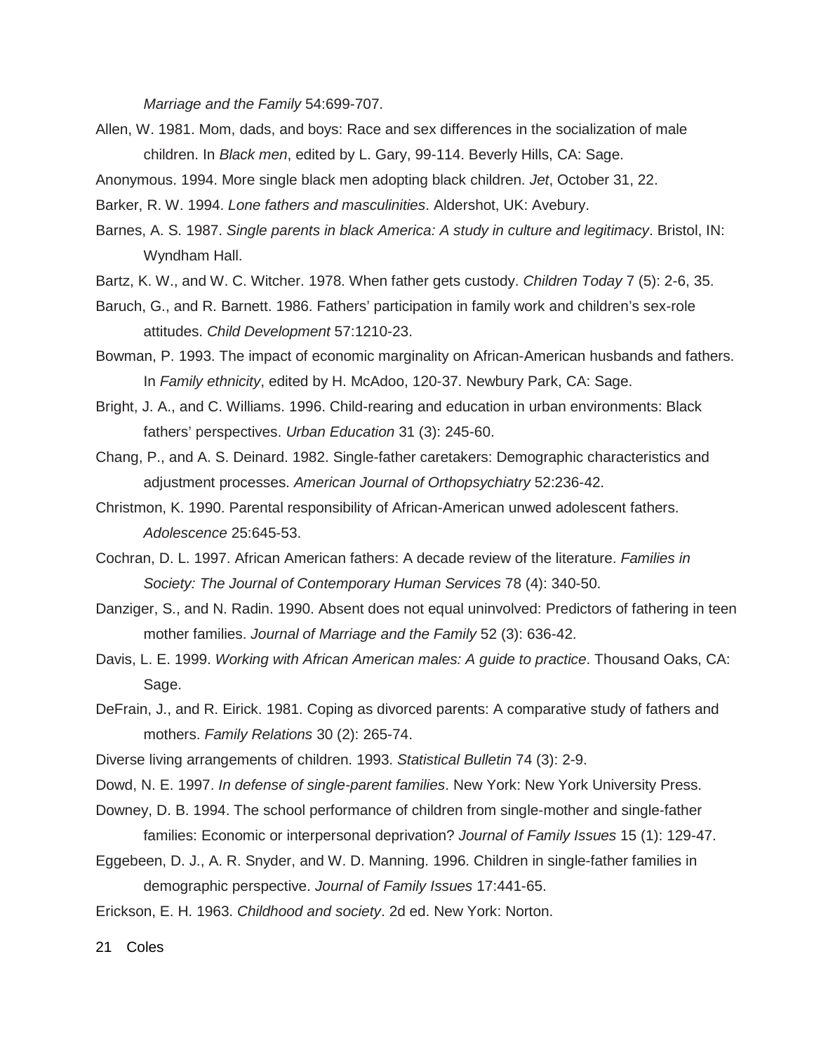*Marriage and the Family* 54:699-707.

Allen, W. 1981. Mom, dads, and boys: Race and sex differences in the socialization of male children. In *Black men*, edited by L. Gary, 99-114. Beverly Hills, CA: Sage.

Anonymous. 1994. More single black men adopting black children. *Jet*, October 31, 22.

Barker, R. W. 1994. *Lone fathers and masculinities*. Aldershot, UK: Avebury.

Barnes, A. S. 1987. *Single parents in black America: A study in culture and legitimacy*. Bristol, IN: Wyndham Hall.

Bartz, K. W., and W. C. Witcher. 1978. When father gets custody. *Children Today* 7 (5): 2-6, 35.

Baruch, G., and R. Barnett. 1986. Fathers' participation in family work and children's sex-role attitudes. *Child Development* 57:1210-23.

Bowman, P. 1993. The impact of economic marginality on African-American husbands and fathers. In *Family ethnicity*, edited by H. McAdoo, 120-37. Newbury Park, CA: Sage.

Bright, J. A., and C. Williams. 1996. Child-rearing and education in urban environments: Black fathers' perspectives. *Urban Education* 31 (3): 245-60.

Chang, P., and A. S. Deinard. 1982. Single-father caretakers: Demographic characteristics and adjustment processes. *American Journal of Orthopsychiatry* 52:236-42.

Christmon, K. 1990. Parental responsibility of African-American unwed adolescent fathers. *Adolescence* 25:645-53.

Cochran, D. L. 1997. African American fathers: A decade review of the literature. *Families in Society: The Journal of Contemporary Human Services* 78 (4): 340-50.

Danziger, S., and N. Radin. 1990. Absent does not equal uninvolved: Predictors of fathering in teen mother families. *Journal of Marriage and the Family* 52 (3): 636-42.

Davis, L. E. 1999. *Working with African American males: A guide to practice*. Thousand Oaks, CA: Sage.

DeFrain, J., and R. Eirick. 1981. Coping as divorced parents: A comparative study of fathers and mothers. *Family Relations* 30 (2): 265-74.

Diverse living arrangements of children. 1993. *Statistical Bulletin* 74 (3): 2-9.

Dowd, N. E. 1997. *In defense of single-parent families*. New York: New York University Press.

Downey, D. B. 1994. The school performance of children from single-mother and single-father families: Economic or interpersonal deprivation? *Journal of Family Issues* 15 (1): 129-47.

Eggebeen, D. J., A. R. Snyder, and W. D. Manning. 1996. Children in single-father families in demographic perspective. *Journal of Family Issues* 17:441-65.

Erickson, E. H. 1963. *Childhood and society*. 2d ed. New York: Norton.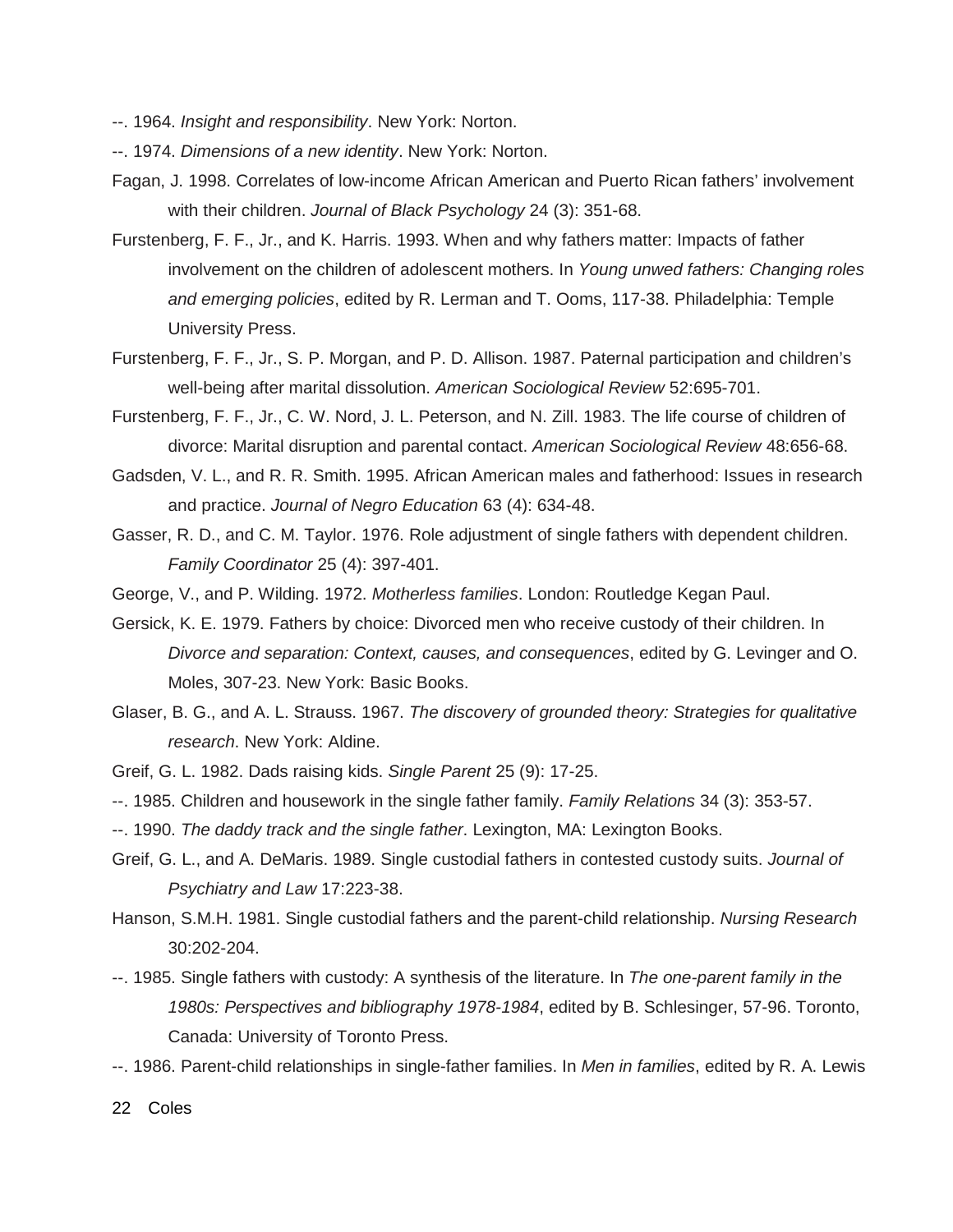--. 1964. *Insight and responsibility*. New York: Norton.

--. 1974. *Dimensions of a new identity*. New York: Norton.

Fagan, J. 1998. Correlates of low-income African American and Puerto Rican fathers' involvement with their children. *Journal of Black Psychology* 24 (3): 351-68.

Furstenberg, F. F., Jr., and K. Harris. 1993. When and why fathers matter: Impacts of father involvement on the children of adolescent mothers. In *Young unwed fathers: Changing roles and emerging policies*, edited by R. Lerman and T. Ooms, 117-38. Philadelphia: Temple University Press.

Furstenberg, F. F., Jr., S. P. Morgan, and P. D. Allison. 1987. Paternal participation and children's well-being after marital dissolution. *American Sociological Review* 52:695-701.

Furstenberg, F. F., Jr., C. W. Nord, J. L. Peterson, and N. Zill. 1983. The life course of children of divorce: Marital disruption and parental contact. *American Sociological Review* 48:656-68.

Gadsden, V. L., and R. R. Smith. 1995. African American males and fatherhood: Issues in research and practice. *Journal of Negro Education* 63 (4): 634-48.

Gasser, R. D., and C. M. Taylor. 1976. Role adjustment of single fathers with dependent children. *Family Coordinator* 25 (4): 397-401.

George, V., and P. Wilding. 1972. *Motherless families*. London: Routledge Kegan Paul.

Gersick, K. E. 1979. Fathers by choice: Divorced men who receive custody of their children. In *Divorce and separation: Context, causes, and consequences*, edited by G. Levinger and O. Moles, 307-23. New York: Basic Books.

Glaser, B. G., and A. L. Strauss. 1967. *The discovery of grounded theory: Strategies for qualitative research*. New York: Aldine.

Greif, G. L. 1982. Dads raising kids. *Single Parent* 25 (9): 17-25.

--. 1985. Children and housework in the single father family. *Family Relations* 34 (3): 353-57.

--. 1990. *The daddy track and the single father*. Lexington, MA: Lexington Books.

Greif, G. L., and A. DeMaris. 1989. Single custodial fathers in contested custody suits. *Journal of Psychiatry and Law* 17:223-38.

Hanson, S.M.H. 1981. Single custodial fathers and the parent-child relationship. *Nursing Research* 30:202-204.

--. 1985. Single fathers with custody: A synthesis of the literature. In *The one-parent family in the 1980s: Perspectives and bibliography 1978-1984*, edited by B. Schlesinger, 57-96. Toronto, Canada: University of Toronto Press.

--. 1986. Parent-child relationships in single-father families. In *Men in families*, edited by R. A. Lewis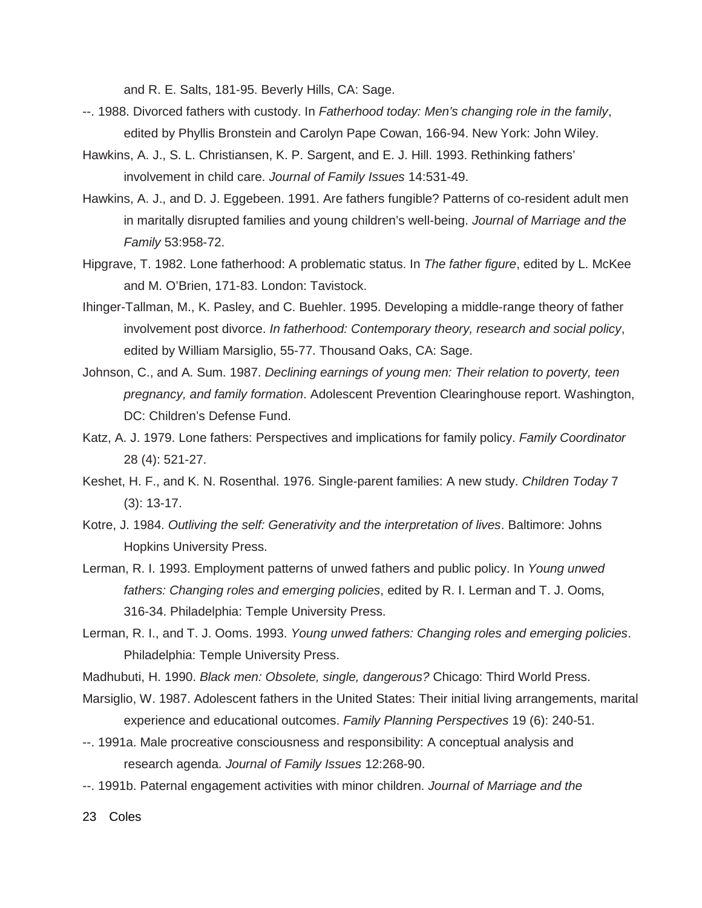and R. E. Salts, 181-95. Beverly Hills, CA: Sage.

--. 1988. Divorced fathers with custody. In *Fatherhood today: Men's changing role in the family*, edited by Phyllis Bronstein and Carolyn Pape Cowan, 166-94. New York: John Wiley.

Hawkins, A. J., S. L. Christiansen, K. P. Sargent, and E. J. Hill. 1993. Rethinking fathers' involvement in child care. *Journal of Family Issues* 14:531-49.

Hawkins, A. J., and D. J. Eggebeen. 1991. Are fathers fungible? Patterns of co-resident adult men in maritally disrupted families and young children's well-being. *Journal of Marriage and the Family* 53:958-72.

Hipgrave, T. 1982. Lone fatherhood: A problematic status. In *The father figure*, edited by L. McKee and M. O'Brien, 171-83. London: Tavistock.

Ihinger-Tallman, M., K. Pasley, and C. Buehler. 1995. Developing a middle-range theory of father involvement post divorce. *In fatherhood: Contemporary theory, research and social policy*, edited by William Marsiglio, 55-77. Thousand Oaks, CA: Sage.

Johnson, C., and A. Sum. 1987. *Declining earnings of young men: Their relation to poverty, teen pregnancy, and family formation*. Adolescent Prevention Clearinghouse report. Washington, DC: Children's Defense Fund.

Katz, A. J. 1979. Lone fathers: Perspectives and implications for family policy. *Family Coordinator* 28 (4): 521-27.

Keshet, H. F., and K. N. Rosenthal. 1976. Single-parent families: A new study. *Children Today* 7 (3): 13-17.

Kotre, J. 1984. *Outliving the self: Generativity and the interpretation of lives*. Baltimore: Johns Hopkins University Press.

Lerman, R. I. 1993. Employment patterns of unwed fathers and public policy. In *Young unwed fathers: Changing roles and emerging policies*, edited by R. I. Lerman and T. J. Ooms, 316-34. Philadelphia: Temple University Press.

Lerman, R. I., and T. J. Ooms. 1993. *Young unwed fathers: Changing roles and emerging policies*. Philadelphia: Temple University Press.

Madhubuti, H. 1990. *Black men: Obsolete, single, dangerous?* Chicago: Third World Press.

Marsiglio, W. 1987. Adolescent fathers in the United States: Their initial living arrangements, marital experience and educational outcomes. *Family Planning Perspectives* 19 (6): 240-51.

--. 1991a. Male procreative consciousness and responsibility: A conceptual analysis and research agenda. *Journal of Family Issues* 12:268-90.

--. 1991b. Paternal engagement activities with minor children. *Journal of Marriage and the*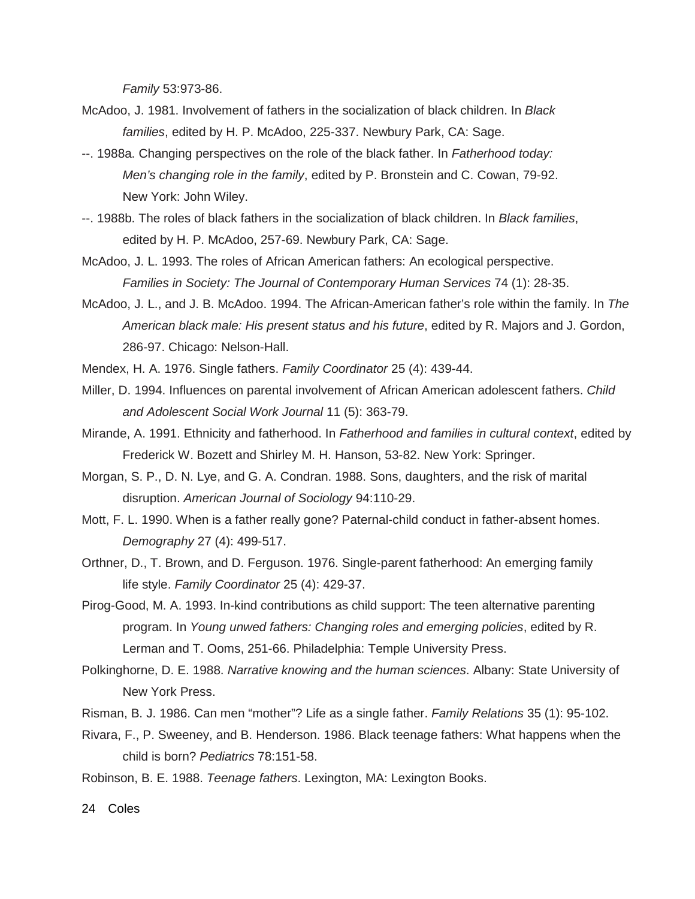*Family* 53:973-86.

McAdoo, J. 1981. Involvement of fathers in the socialization of black children. In *Black families*, edited by H. P. McAdoo, 225-337. Newbury Park, CA: Sage.

--. 1988a. Changing perspectives on the role of the black father. In *Fatherhood today: Men's changing role in the family*, edited by P. Bronstein and C. Cowan, 79-92. New York: John Wiley.

--. 1988b. The roles of black fathers in the socialization of black children. In *Black families*, edited by H. P. McAdoo, 257-69. Newbury Park, CA: Sage.

McAdoo, J. L. 1993. The roles of African American fathers: An ecological perspective. *Families in Society: The Journal of Contemporary Human Services* 74 (1): 28-35.

McAdoo, J. L., and J. B. McAdoo. 1994. The African-American father's role within the family. In *The American black male: His present status and his future*, edited by R. Majors and J. Gordon, 286-97. Chicago: Nelson-Hall.

Mendex, H. A. 1976. Single fathers. *Family Coordinator* 25 (4): 439-44.

Miller, D. 1994. Influences on parental involvement of African American adolescent fathers. *Child and Adolescent Social Work Journal* 11 (5): 363-79.

Mirande, A. 1991. Ethnicity and fatherhood. In *Fatherhood and families in cultural context*, edited by Frederick W. Bozett and Shirley M. H. Hanson, 53-82. New York: Springer.

Morgan, S. P., D. N. Lye, and G. A. Condran. 1988. Sons, daughters, and the risk of marital disruption. *American Journal of Sociology* 94:110-29.

Mott, F. L. 1990. When is a father really gone? Paternal-child conduct in father-absent homes. *Demography* 27 (4): 499-517.

Orthner, D., T. Brown, and D. Ferguson. 1976. Single-parent fatherhood: An emerging family life style. *Family Coordinator* 25 (4): 429-37.

Pirog-Good, M. A. 1993. In-kind contributions as child support: The teen alternative parenting program. In *Young unwed fathers: Changing roles and emerging policies*, edited by R. Lerman and T. Ooms, 251-66. Philadelphia: Temple University Press.

Polkinghorne, D. E. 1988. *Narrative knowing and the human sciences*. Albany: State University of New York Press.

Risman, B. J. 1986. Can men "mother"? Life as a single father. *Family Relations* 35 (1): 95-102.

Rivara, F., P. Sweeney, and B. Henderson. 1986. Black teenage fathers: What happens when the child is born? *Pediatrics* 78:151-58.

Robinson, B. E. 1988. *Teenage fathers*. Lexington, MA: Lexington Books.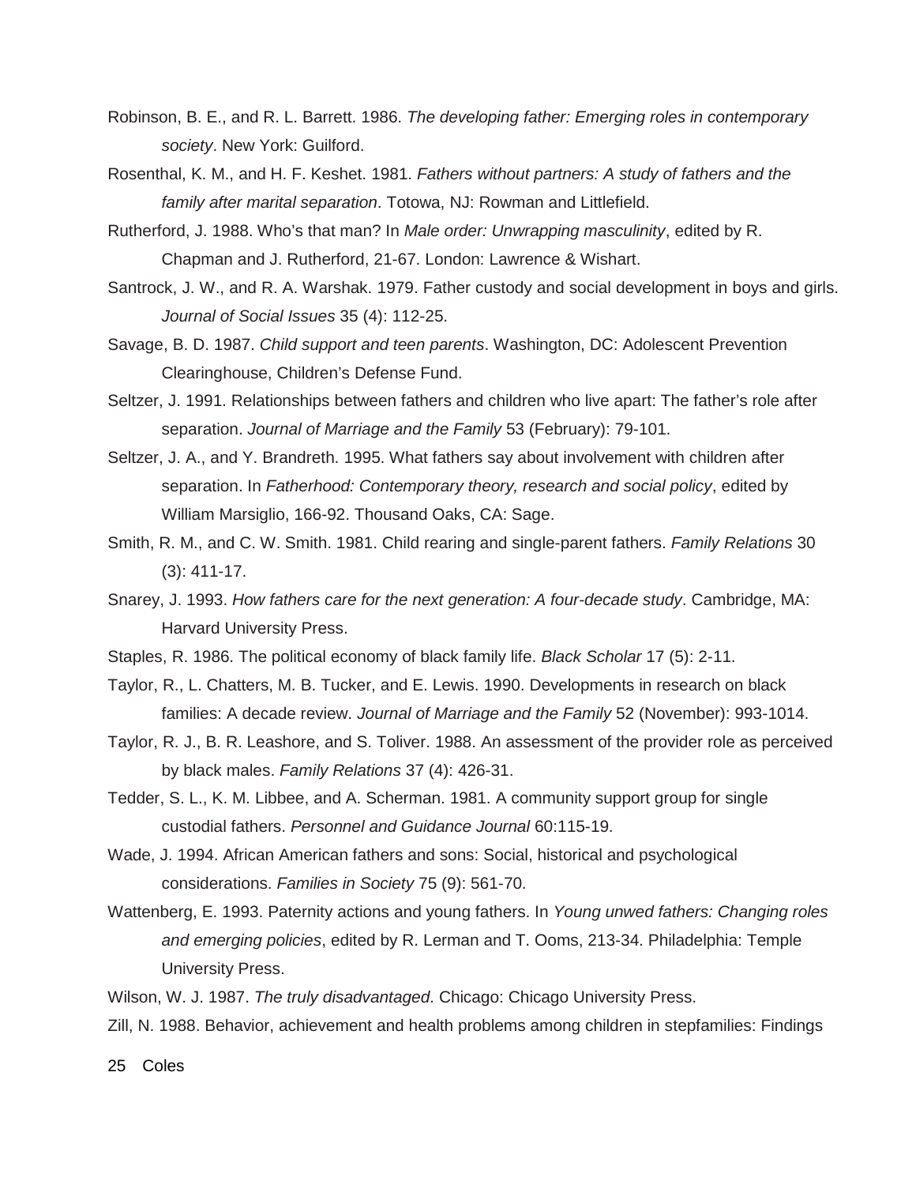Robinson, B. E., and R. L. Barrett. 1986. *The developing father: Emerging roles in contemporary society*. New York: Guilford.

Rosenthal, K. M., and H. F. Keshet. 1981. *Fathers without partners: A study of fathers and the family after marital separation*. Totowa, NJ: Rowman and Littlefield.

Rutherford, J. 1988. Who's that man? In *Male order: Unwrapping masculinity*, edited by R. Chapman and J. Rutherford, 21-67. London: Lawrence & Wishart.

Santrock, J. W., and R. A. Warshak. 1979. Father custody and social development in boys and girls. *Journal of Social Issues* 35 (4): 112-25.

Savage, B. D. 1987. *Child support and teen parents*. Washington, DC: Adolescent Prevention Clearinghouse, Children's Defense Fund.

Seltzer, J. 1991. Relationships between fathers and children who live apart: The father's role after separation. *Journal of Marriage and the Family* 53 (February): 79-101.

Seltzer, J. A., and Y. Brandreth. 1995. What fathers say about involvement with children after separation. In *Fatherhood: Contemporary theory, research and social policy*, edited by William Marsiglio, 166-92. Thousand Oaks, CA: Sage.

Smith, R. M., and C. W. Smith. 1981. Child rearing and single-parent fathers. *Family Relations* 30 (3): 411-17.

Snarey, J. 1993. *How fathers care for the next generation: A four-decade study*. Cambridge, MA: Harvard University Press.

Staples, R. 1986. The political economy of black family life. *Black Scholar* 17 (5): 2-11.

Taylor, R., L. Chatters, M. B. Tucker, and E. Lewis. 1990. Developments in research on black families: A decade review. *Journal of Marriage and the Family* 52 (November): 993-1014.

Taylor, R. J., B. R. Leashore, and S. Toliver. 1988. An assessment of the provider role as perceived by black males. *Family Relations* 37 (4): 426-31.

Tedder, S. L., K. M. Libbee, and A. Scherman. 1981. A community support group for single custodial fathers. *Personnel and Guidance Journal* 60:115-19.

Wade, J. 1994. African American fathers and sons: Social, historical and psychological considerations. *Families in Society* 75 (9): 561-70.

Wattenberg, E. 1993. Paternity actions and young fathers. In *Young unwed fathers: Changing roles and emerging policies*, edited by R. Lerman and T. Ooms, 213-34. Philadelphia: Temple University Press.

Wilson, W. J. 1987. *The truly disadvantaged*. Chicago: Chicago University Press.

Zill, N. 1988. Behavior, achievement and health problems among children in stepfamilies: Findings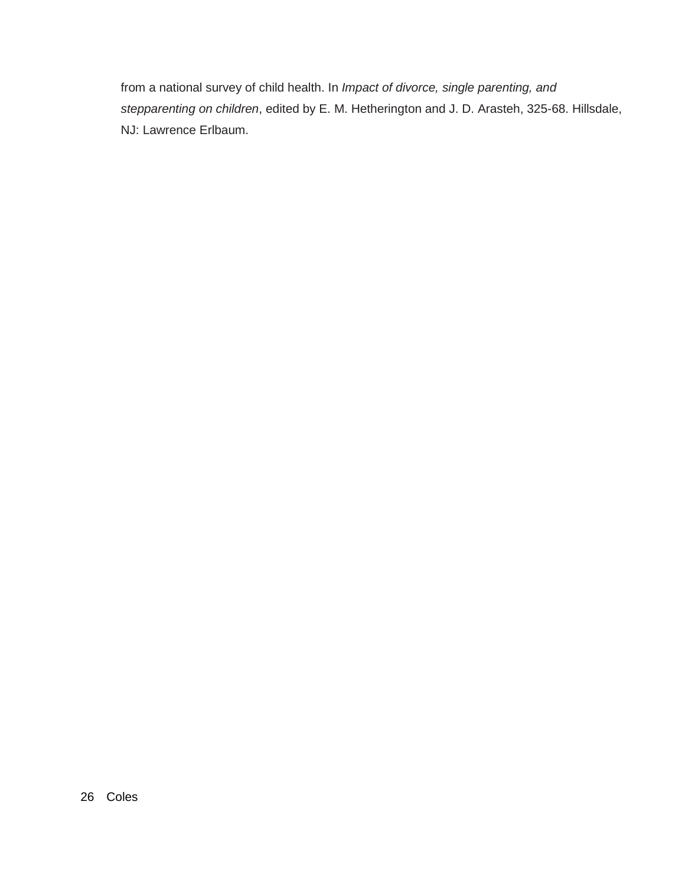from a national survey of child health. In *Impact of divorce, single parenting, and stepparenting on children*, edited by E. M. Hetherington and J. D. Arasteh, 325-68. Hillsdale, NJ: Lawrence Erlbaum.